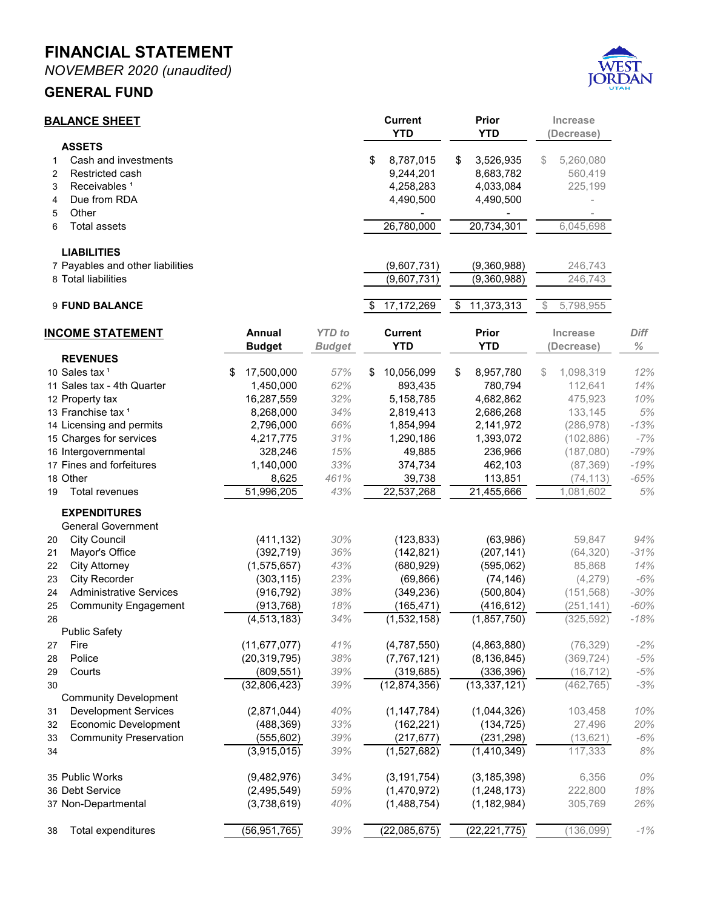# FINANCIAL STATEMENT

*NOVEMBER 2020 (unaudited)*

## GENERAL FUND

### BALANCE SHEET

| | | Current YTD | Prior YTD | Increase (Decrease) |
|---|---|---|---|---|
| | **ASSETS** | | | |
| 1 | Cash and investments | $ 8,787,015 | $ 3,526,935 | $ 5,260,080 |
| 2 | Restricted cash | 9,244,201 | 8,683,782 | 560,419 |
| 3 | Receivables [1] | 4,258,283 | 4,033,084 | 225,199 |
| 4 | Due from RDA | 4,490,500 | 4,490,500 | - |
| 5 | Other | - | - | - |
| 6 | Total assets | 26,780,000 | 20,734,301 | 6,045,698 |
| | **LIABILITIES** | | | |
| 7 | Payables and other liabilities | (9,607,731) | (9,360,988) | 246,743 |
| 8 | Total liabilities | (9,607,731) | (9,360,988) | 246,743 |
| 9 | **FUND BALANCE** | $ 17,172,269 | $ 11,373,313 | $ 5,798,955 |

### INCOME STATEMENT

| | | Annual Budget | *YTD to Budget* | Current YTD | Prior YTD | Increase (Decrease) | *Diff %* |
|---|---|---|---|---|---|---|---|
| | **REVENUES** | | | | | | |
| 10 | Sales tax [1] | $ 17,500,000 | *57%* | $ 10,056,099 | $ 8,957,780 | $ 1,098,319 | *12%* |
| 11 | Sales tax - 4th Quarter | 1,450,000 | *62%* | 893,435 | 780,794 | 112,641 | *14%* |
| 12 | Property tax | 16,287,559 | *32%* | 5,158,785 | 4,682,862 | 475,923 | *10%* |
| 13 | Franchise tax [1] | 8,268,000 | *34%* | 2,819,413 | 2,686,268 | 133,145 | *5%* |
| 14 | Licensing and permits | 2,796,000 | *66%* | 1,854,994 | 2,141,972 | (286,978) | *-13%* |
| 15 | Charges for services | 4,217,775 | *31%* | 1,290,186 | 1,393,072 | (102,886) | *-7%* |
| 16 | Intergovernmental | 328,246 | *15%* | 49,885 | 236,966 | (187,080) | *-79%* |
| 17 | Fines and forfeitures | 1,140,000 | *33%* | 374,734 | 462,103 | (87,369) | *-19%* |
| 18 | Other | 8,625 | *461%* | 39,738 | 113,851 | (74,113) | *-65%* |
| 19 | Total revenues | 51,996,205 | *43%* | 22,537,268 | 21,455,666 | 1,081,602 | *5%* |
| | **EXPENDITURES** | | | | | | |
| | General Government | | | | | | |
| 20 | City Council | (411,132) | *30%* | (123,833) | (63,986) | 59,847 | *94%* |
| 21 | Mayor's Office | (392,719) | *36%* | (142,821) | (207,141) | (64,320) | *-31%* |
| 22 | City Attorney | (1,575,657) | *43%* | (680,929) | (595,062) | 85,868 | *14%* |
| 23 | City Recorder | (303,115) | *23%* | (69,866) | (74,146) | (4,279) | *-6%* |
| 24 | Administrative Services | (916,792) | *38%* | (349,236) | (500,804) | (151,568) | *-30%* |
| 25 | Community Engagement | (913,768) | *18%* | (165,471) | (416,612) | (251,141) | *-60%* |
| 26 | | (4,513,183) | *34%* | (1,532,158) | (1,857,750) | (325,592) | *-18%* |
| | Public Safety | | | | | | |
| 27 | Fire | (11,677,077) | *41%* | (4,787,550) | (4,863,880) | (76,329) | *-2%* |
| 28 | Police | (20,319,795) | *38%* | (7,767,121) | (8,136,845) | (369,724) | *-5%* |
| 29 | Courts | (809,551) | *39%* | (319,685) | (336,396) | (16,712) | *-5%* |
| 30 | | (32,806,423) | *39%* | (12,874,356) | (13,337,121) | (462,765) | *-3%* |
| | Community Development | | | | | | |
| 31 | Development Services | (2,871,044) | *40%* | (1,147,784) | (1,044,326) | 103,458 | *10%* |
| 32 | Economic Development | (488,369) | *33%* | (162,221) | (134,725) | 27,496 | *20%* |
| 33 | Community Preservation | (555,602) | *39%* | (217,677) | (231,298) | (13,621) | *-6%* |
| 34 | | (3,915,015) | *39%* | (1,527,682) | (1,410,349) | 117,333 | *8%* |
| 35 | Public Works | (9,482,976) | *34%* | (3,191,754) | (3,185,398) | 6,356 | *0%* |
| 36 | Debt Service | (2,495,549) | *59%* | (1,470,972) | (1,248,173) | 222,800 | *18%* |
| 37 | Non-Departmental | (3,738,619) | *40%* | (1,488,754) | (1,182,984) | 305,769 | *26%* |
| 38 | Total expenditures | (56,951,765) | *39%* | (22,085,675) | (22,221,775) | (136,099) | *-1%* |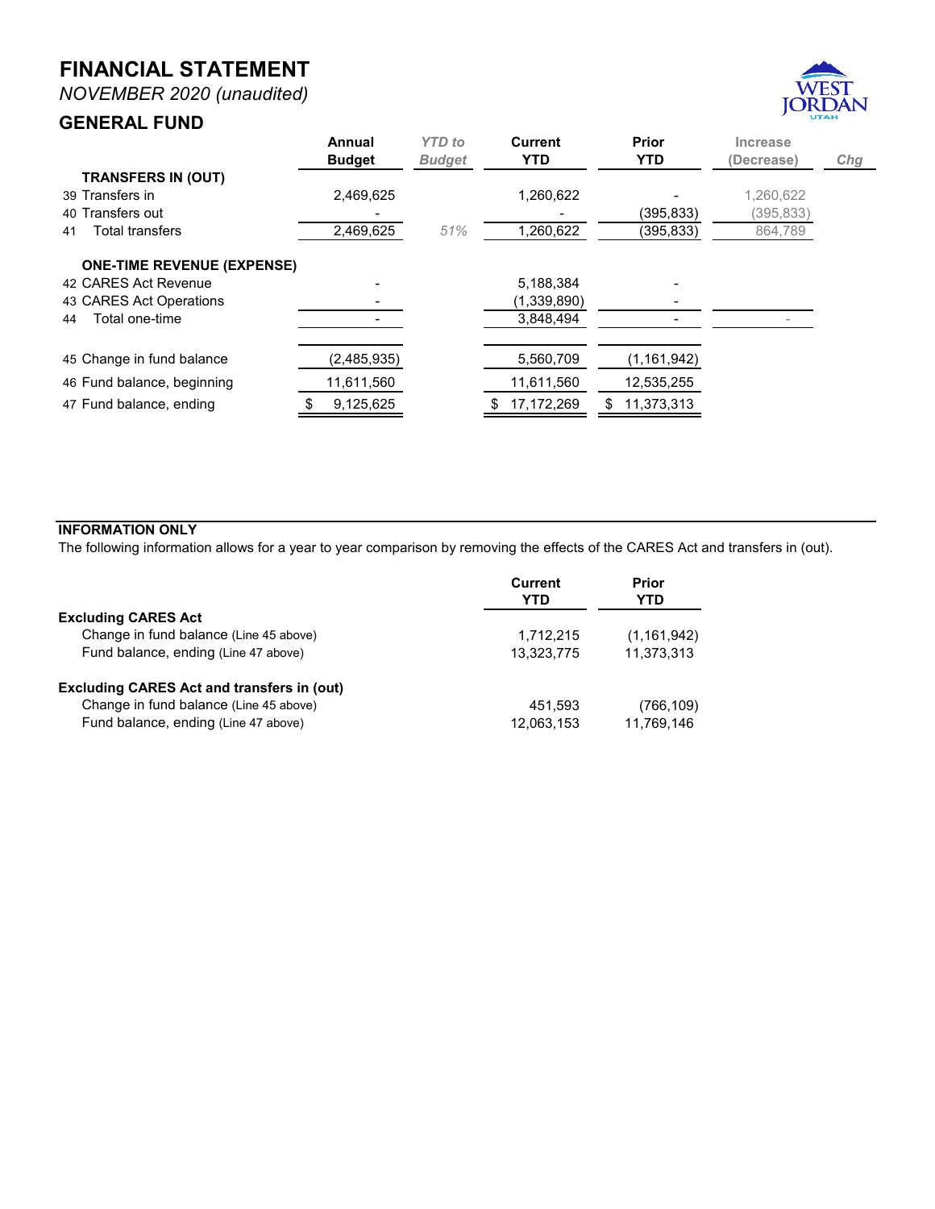# FINANCIAL STATEMENT

*NOVEMBER 2020 (unaudited)*

## GENERAL FUND

| | | Annual Budget | *YTD to Budget* | Current YTD | Prior YTD | Increase (Decrease) | *Chg* |
|---|---|---|---|---|---|---|---|
| | **TRANSFERS IN (OUT)** | | | | | | |
| 39 | Transfers in | 2,469,625 | | 1,260,622 | - | 1,260,622 | |
| 40 | Transfers out | - | | - | (395,833) | (395,833) | |
| 41 | Total transfers | 2,469,625 | *51%* | 1,260,622 | (395,833) | 864,789 | |
| | **ONE-TIME REVENUE (EXPENSE)** | | | | | | |
| 42 | CARES Act Revenue | - | | 5,188,384 | - | | |
| 43 | CARES Act Operations | - | | (1,339,890) | - | | |
| 44 | Total one-time | - | | 3,848,494 | - | - | |
| 45 | Change in fund balance | (2,485,935) | | 5,560,709 | (1,161,942) | | |
| 46 | Fund balance, beginning | 11,611,560 | | 11,611,560 | 12,535,255 | | |
| 47 | Fund balance, ending | $ 9,125,625 | | $ 17,172,269 | $ 11,373,313 | | |

**INFORMATION ONLY**

The following information allows for a year to year comparison by removing the effects of the CARES Act and transfers in (out).

| | Current YTD | Prior YTD |
|---|---|---|
| **Excluding CARES Act** | | |
| Change in fund balance (Line 45 above) | 1,712,215 | (1,161,942) |
| Fund balance, ending (Line 47 above) | 13,323,775 | 11,373,313 |
| **Excluding CARES Act and transfers in (out)** | | |
| Change in fund balance (Line 45 above) | 451,593 | (766,109) |
| Fund balance, ending (Line 47 above) | 12,063,153 | 11,769,146 |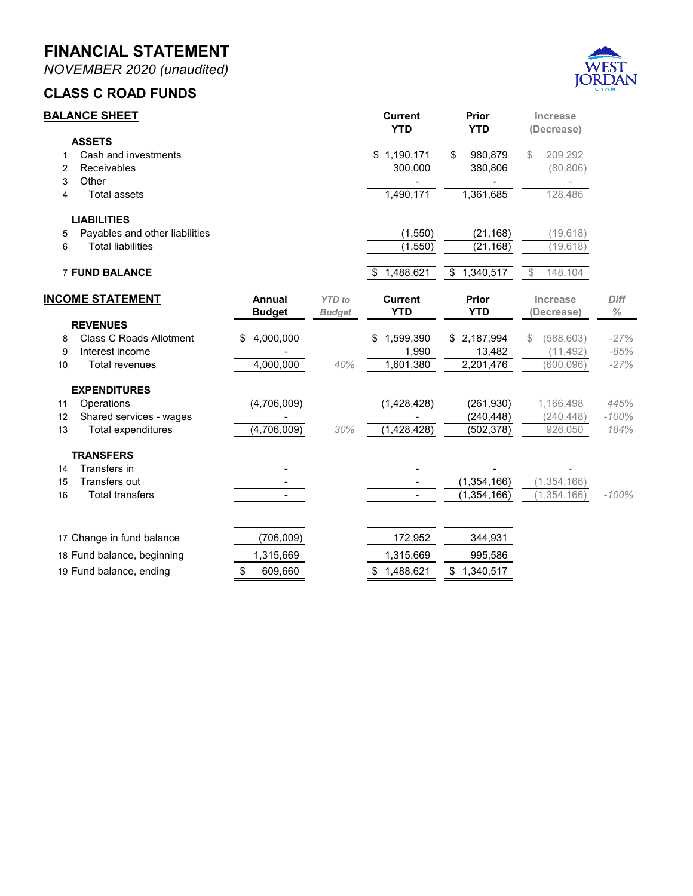# FINANCIAL STATEMENT

*NOVEMBER 2020 (unaudited)*

## CLASS C ROAD FUNDS

### BALANCE SHEET

| | | Current YTD | Prior YTD | Increase (Decrease) |
|---|---|---|---|---|
| | **ASSETS** | | | |
| 1 | Cash and investments | $ 1,190,171 | $ 980,879 | $ 209,292 |
| 2 | Receivables | 300,000 | 380,806 | (80,806) |
| 3 | Other | - | - | - |
| 4 | Total assets | 1,490,171 | 1,361,685 | 128,486 |
| | **LIABILITIES** | | | |
| 5 | Payables and other liabilities | (1,550) | (21,168) | (19,618) |
| 6 | Total liabilities | (1,550) | (21,168) | (19,618) |
| 7 | **FUND BALANCE** | $ 1,488,621 | $ 1,340,517 | $ 148,104 |

### INCOME STATEMENT

| | | Annual Budget | *YTD to Budget* | Current YTD | Prior YTD | Increase (Decrease) | *Diff %* |
|---|---|---|---|---|---|---|---|
| | **REVENUES** | | | | | | |
| 8 | Class C Roads Allotment | $ 4,000,000 | | $ 1,599,390 | $ 2,187,994 | $ (588,603) | *-27%* |
| 9 | Interest income | - | | 1,990 | 13,482 | (11,492) | *-85%* |
| 10 | Total revenues | 4,000,000 | *40%* | 1,601,380 | 2,201,476 | (600,096) | *-27%* |
| | **EXPENDITURES** | | | | | | |
| 11 | Operations | (4,706,009) | | (1,428,428) | (261,930) | 1,166,498 | *445%* |
| 12 | Shared services - wages | - | | - | (240,448) | (240,448) | *-100%* |
| 13 | Total expenditures | (4,706,009) | *30%* | (1,428,428) | (502,378) | 926,050 | *184%* |
| | **TRANSFERS** | | | | | | |
| 14 | Transfers in | - | | - | - | - | |
| 15 | Transfers out | - | | - | (1,354,166) | (1,354,166) | |
| 16 | Total transfers | - | | - | (1,354,166) | (1,354,166) | *-100%* |
| 17 | Change in fund balance | (706,009) | | 172,952 | 344,931 | | |
| 18 | Fund balance, beginning | 1,315,669 | | 1,315,669 | 995,586 | | |
| 19 | Fund balance, ending | $ 609,660 | | $ 1,488,621 | $ 1,340,517 | | |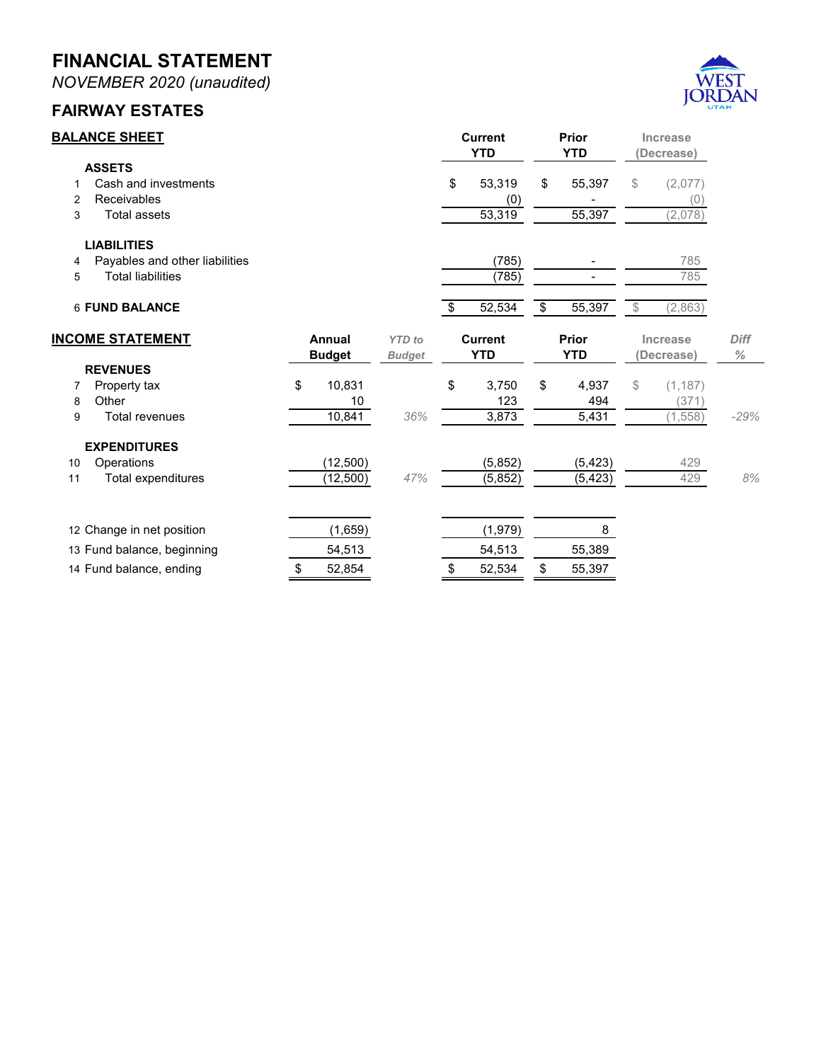# FINANCIAL STATEMENT

*NOVEMBER 2020 (unaudited)*

## FAIRWAY ESTATES

**BALANCE SHEET**

| | | Current YTD | Prior YTD | Increase (Decrease) |
|---|---|---|---|---|
| | **ASSETS** | | | |
| 1 | Cash and investments | $ 53,319 | $ 55,397 | $ (2,077) |
| 2 | Receivables | (0) | - | (0) |
| 3 | Total assets | 53,319 | 55,397 | (2,078) |
| | **LIABILITIES** | | | |
| 4 | Payables and other liabilities | (785) | - | 785 |
| 5 | Total liabilities | (785) | - | 785 |
| 6 | **FUND BALANCE** | $ 52,534 | $ 55,397 | $ (2,863) |

**INCOME STATEMENT**

| | | Annual Budget | *YTD to Budget* | Current YTD | Prior YTD | Increase (Decrease) | *Diff %* |
|---|---|---|---|---|---|---|---|
| | **REVENUES** | | | | | | |
| 7 | Property tax | $ 10,831 | | $ 3,750 | $ 4,937 | $ (1,187) | |
| 8 | Other | 10 | | 123 | 494 | (371) | |
| 9 | Total revenues | 10,841 | *36%* | 3,873 | 5,431 | (1,558) | *-29%* |
| | **EXPENDITURES** | | | | | | |
| 10 | Operations | (12,500) | | (5,852) | (5,423) | 429 | |
| 11 | Total expenditures | (12,500) | *47%* | (5,852) | (5,423) | 429 | *8%* |
| 12 | Change in net position | (1,659) | | (1,979) | 8 | | |
| 13 | Fund balance, beginning | 54,513 | | 54,513 | 55,389 | | |
| 14 | Fund balance, ending | $ 52,854 | | $ 52,534 | $ 55,397 | | |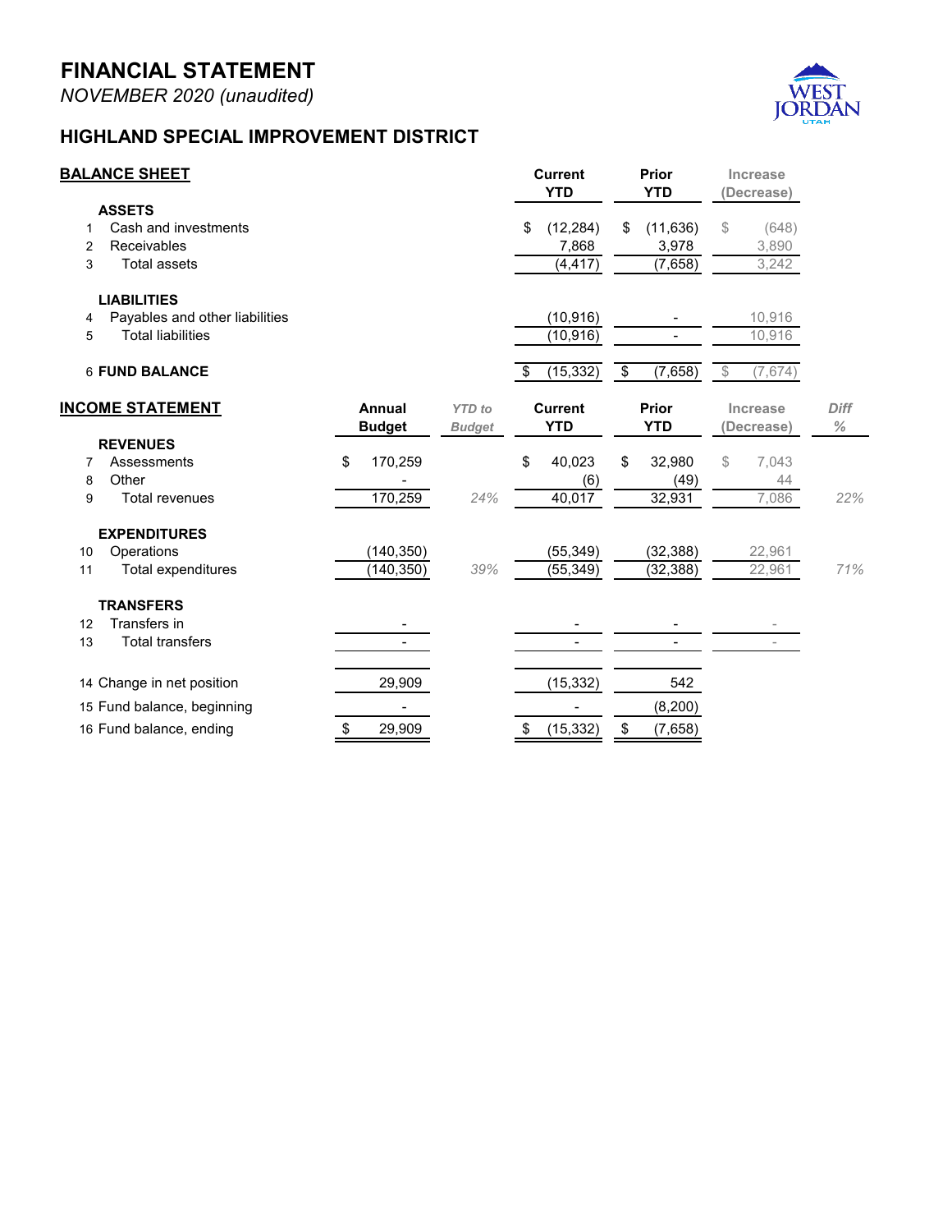# FINANCIAL STATEMENT

*NOVEMBER 2020 (unaudited)*

## HIGHLAND SPECIAL IMPROVEMENT DISTRICT

| BALANCE SHEET | Current YTD | Prior YTD | Increase (Decrease) |
|---|---|---|---|
| **ASSETS** | | | |
| 1 Cash and investments | $ (12,284) | $ (11,636) | $ (648) |
| 2 Receivables | 7,868 | 3,978 | 3,890 |
| 3 Total assets | (4,417) | (7,658) | 3,242 |
| **LIABILITIES** | | | |
| 4 Payables and other liabilities | (10,916) | - | 10,916 |
| 5 Total liabilities | (10,916) | - | 10,916 |
| 6 **FUND BALANCE** | $ (15,332) | $ (7,658) | $ (7,674) |

| INCOME STATEMENT | Annual Budget | *YTD to Budget* | Current YTD | Prior YTD | Increase (Decrease) | *Diff %* |
|---|---|---|---|---|---|---|
| **REVENUES** | | | | | | |
| 7 Assessments | $ 170,259 | | $ 40,023 | $ 32,980 | $ 7,043 | |
| 8 Other | - | | (6) | (49) | 44 | |
| 9 Total revenues | 170,259 | *24%* | 40,017 | 32,931 | 7,086 | *22%* |
| **EXPENDITURES** | | | | | | |
| 10 Operations | (140,350) | | (55,349) | (32,388) | 22,961 | |
| 11 Total expenditures | (140,350) | *39%* | (55,349) | (32,388) | 22,961 | *71%* |
| **TRANSFERS** | | | | | | |
| 12 Transfers in | - | | - | - | - | |
| 13 Total transfers | - | | - | - | - | |
| 14 Change in net position | 29,909 | | (15,332) | 542 | | |
| 15 Fund balance, beginning | - | | - | (8,200) | | |
| 16 Fund balance, ending | $ 29,909 | | $ (15,332) | $ (7,658) | | |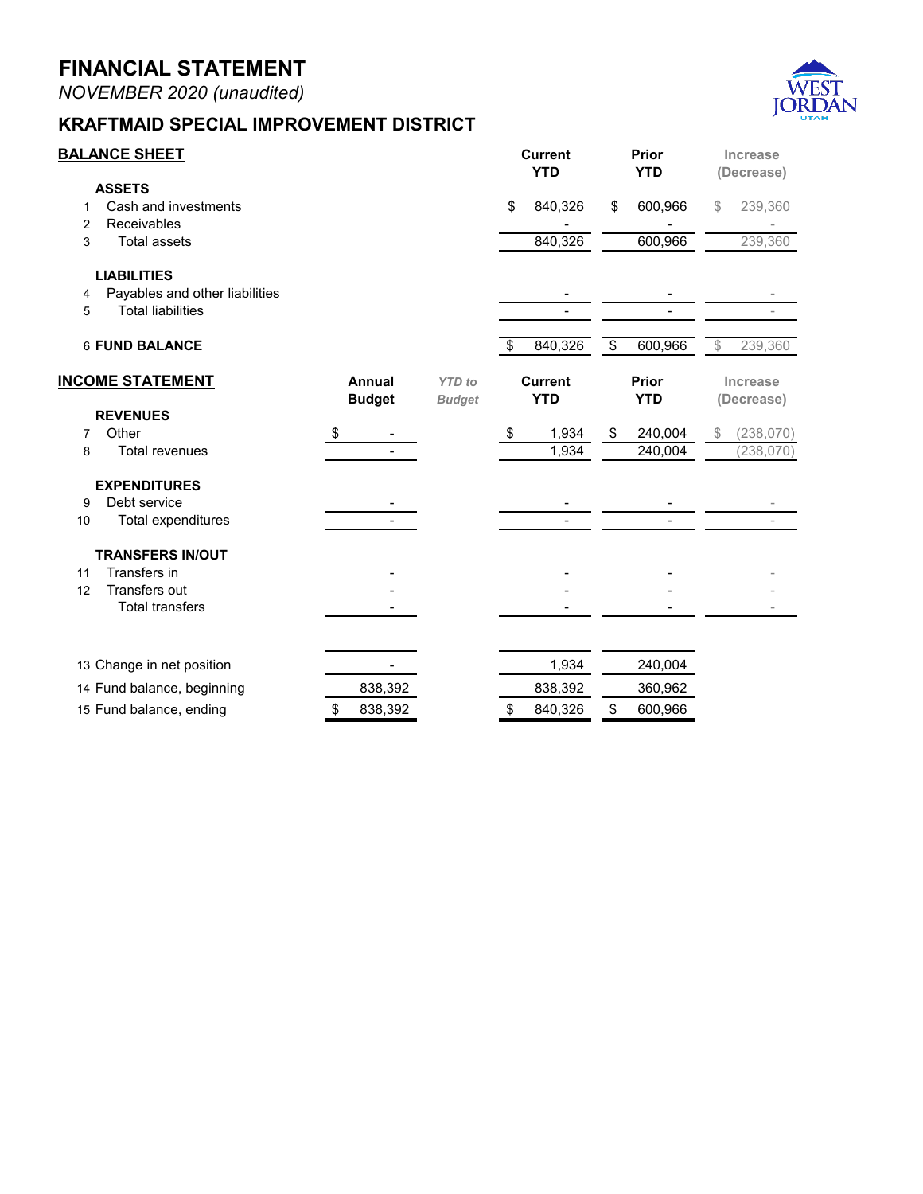# FINANCIAL STATEMENT

*NOVEMBER 2020 (unaudited)*

## KRAFTMAID SPECIAL IMPROVEMENT DISTRICT

**BALANCE SHEET**

| | | Current YTD | Prior YTD | Increase (Decrease) |
|---|---|---|---|---|
| | **ASSETS** | | | |
| 1 | Cash and investments | $ 840,326 | $ 600,966 | $ 239,360 |
| 2 | Receivables | - | - | - |
| 3 | Total assets | 840,326 | 600,966 | 239,360 |
| | **LIABILITIES** | | | |
| 4 | Payables and other liabilities | - | - | - |
| 5 | Total liabilities | - | - | - |
| 6 | **FUND BALANCE** | $ 840,326 | $ 600,966 | $ 239,360 |

**INCOME STATEMENT**

| | | Annual Budget | *YTD to Budget* | Current YTD | Prior YTD | Increase (Decrease) |
|---|---|---|---|---|---|---|
| | **REVENUES** | | | | | |
| 7 | Other | $ - | | $ 1,934 | $ 240,004 | $ (238,070) |
| 8 | Total revenues | - | | 1,934 | 240,004 | (238,070) |
| | **EXPENDITURES** | | | | | |
| 9 | Debt service | - | | - | - | - |
| 10 | Total expenditures | - | | - | - | - |
| | **TRANSFERS IN/OUT** | | | | | |
| 11 | Transfers in | - | | - | - | - |
| 12 | Transfers out | - | | - | - | - |
| | Total transfers | - | | - | - | - |
| 13 | Change in net position | - | | 1,934 | 240,004 | |
| 14 | Fund balance, beginning | 838,392 | | 838,392 | 360,962 | |
| 15 | Fund balance, ending | $ 838,392 | | $ 840,326 | $ 600,966 | |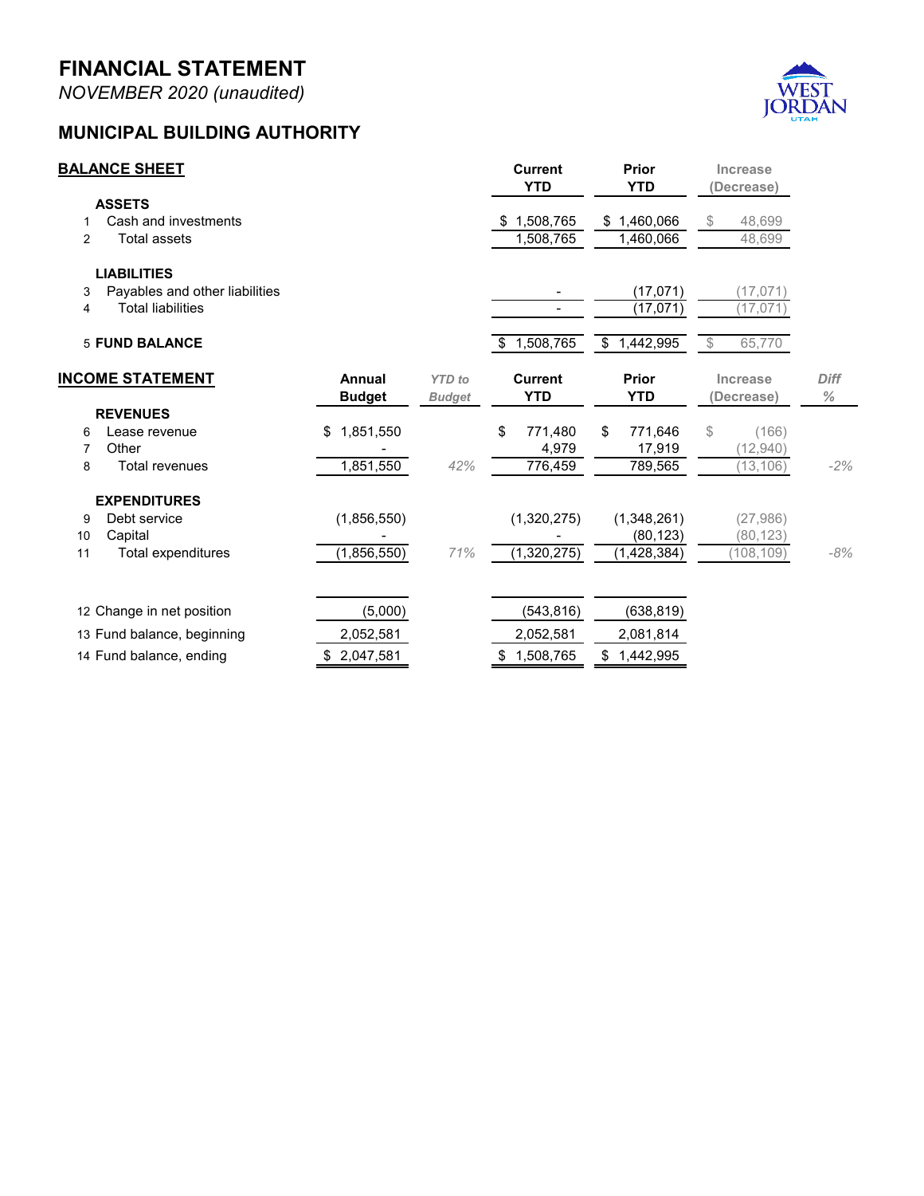# FINANCIAL STATEMENT

*NOVEMBER 2020 (unaudited)*

## MUNICIPAL BUILDING AUTHORITY

| **BALANCE SHEET** | **Current YTD** | **Prior YTD** | **Increase (Decrease)** |
|---|---|---|---|
| **ASSETS** | | | |
| 1 Cash and investments | $ 1,508,765 | $ 1,460,066 | $ 48,699 |
| 2 Total assets | 1,508,765 | 1,460,066 | 48,699 |
| **LIABILITIES** | | | |
| 3 Payables and other liabilities | - | (17,071) | (17,071) |
| 4 Total liabilities | - | (17,071) | (17,071) |
| 5 **FUND BALANCE** | $ 1,508,765 | $ 1,442,995 | $ 65,770 |

| **INCOME STATEMENT** | **Annual Budget** | ***YTD to Budget*** | **Current YTD** | **Prior YTD** | **Increase (Decrease)** | ***Diff %*** |
|---|---|---|---|---|---|---|
| **REVENUES** | | | | | | |
| 6 Lease revenue | $ 1,851,550 | | $ 771,480 | $ 771,646 | $ (166) | |
| 7 Other | - | | 4,979 | 17,919 | (12,940) | |
| 8 Total revenues | 1,851,550 | *42%* | 776,459 | 789,565 | (13,106) | *-2%* |
| **EXPENDITURES** | | | | | | |
| 9 Debt service | (1,856,550) | | (1,320,275) | (1,348,261) | (27,986) | |
| 10 Capital | - | | - | (80,123) | (80,123) | |
| 11 Total expenditures | (1,856,550) | *71%* | (1,320,275) | (1,428,384) | (108,109) | *-8%* |
| 12 Change in net position | (5,000) | | (543,816) | (638,819) | | |
| 13 Fund balance, beginning | 2,052,581 | | 2,052,581 | 2,081,814 | | |
| 14 Fund balance, ending | $ 2,047,581 | | $ 1,508,765 | $ 1,442,995 | | |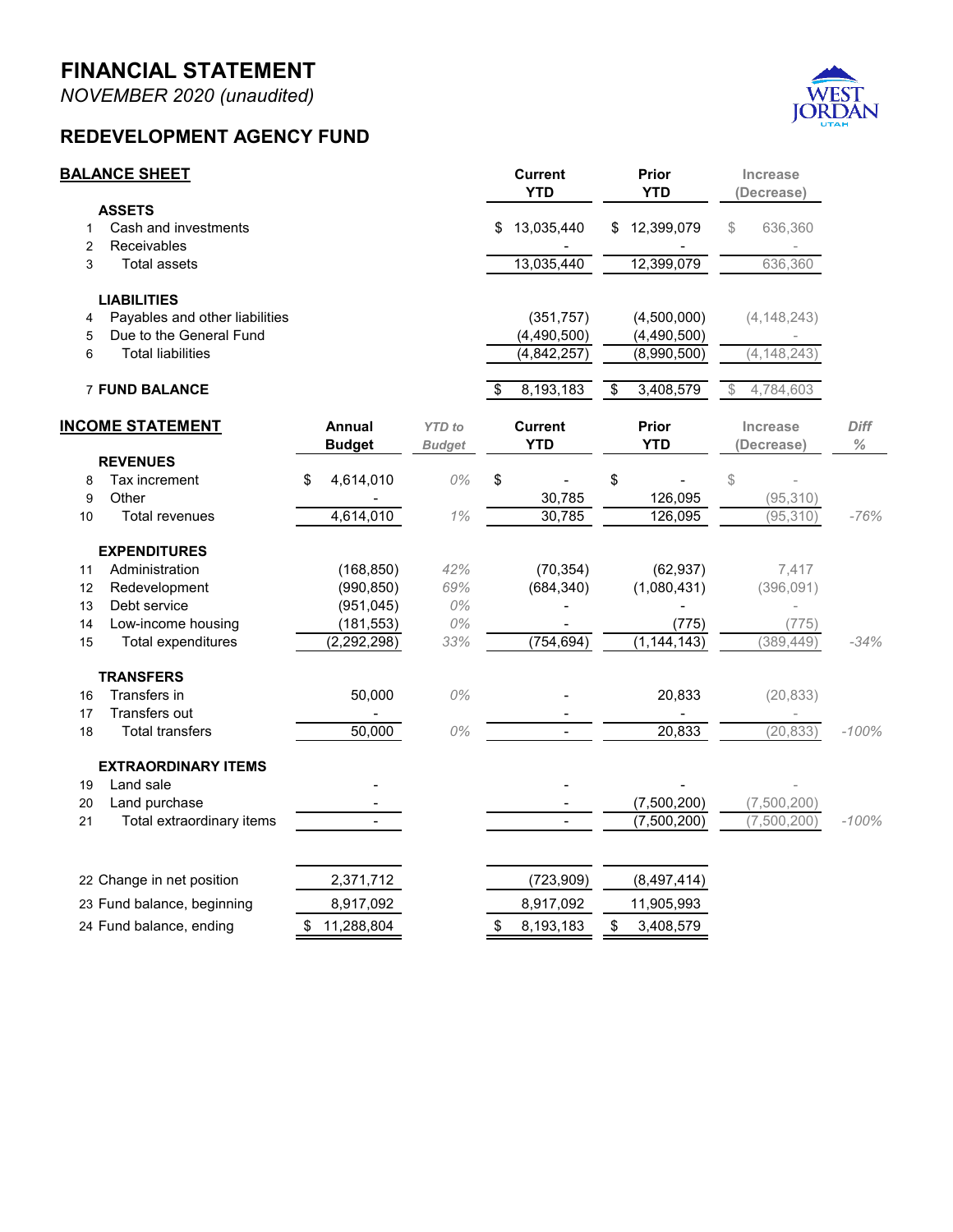# FINANCIAL STATEMENT

*NOVEMBER 2020 (unaudited)*

## REDEVELOPMENT AGENCY FUND

| | BALANCE SHEET | Current YTD | Prior YTD | Increase (Decrease) |
|---|---|---|---|---|
| | **ASSETS** | | | |
| 1 | Cash and investments | $ 13,035,440 | $ 12,399,079 | $ 636,360 |
| 2 | Receivables | - | - | - |
| 3 | Total assets | 13,035,440 | 12,399,079 | 636,360 |
| | **LIABILITIES** | | | |
| 4 | Payables and other liabilities | (351,757) | (4,500,000) | (4,148,243) |
| 5 | Due to the General Fund | (4,490,500) | (4,490,500) | - |
| 6 | Total liabilities | (4,842,257) | (8,990,500) | (4,148,243) |
| 7 | **FUND BALANCE** | $ 8,193,183 | $ 3,408,579 | $ 4,784,603 |

| | INCOME STATEMENT | Annual Budget | *YTD to Budget* | Current YTD | Prior YTD | Increase (Decrease) | *Diff %* |
|---|---|---|---|---|---|---|---|
| | **REVENUES** | | | | | | |
| 8 | Tax increment | $ 4,614,010 | *0%* | $ - | $ - | $ - | |
| 9 | Other | - | | 30,785 | 126,095 | (95,310) | |
| 10 | Total revenues | 4,614,010 | *1%* | 30,785 | 126,095 | (95,310) | *-76%* |
| | **EXPENDITURES** | | | | | | |
| 11 | Administration | (168,850) | *42%* | (70,354) | (62,937) | 7,417 | |
| 12 | Redevelopment | (990,850) | *69%* | (684,340) | (1,080,431) | (396,091) | |
| 13 | Debt service | (951,045) | *0%* | - | - | - | |
| 14 | Low-income housing | (181,553) | *0%* | - | (775) | (775) | |
| 15 | Total expenditures | (2,292,298) | *33%* | (754,694) | (1,144,143) | (389,449) | *-34%* |
| | **TRANSFERS** | | | | | | |
| 16 | Transfers in | 50,000 | *0%* | - | 20,833 | (20,833) | |
| 17 | Transfers out | - | | - | - | - | |
| 18 | Total transfers | 50,000 | *0%* | - | 20,833 | (20,833) | *-100%* |
| | **EXTRAORDINARY ITEMS** | | | | | | |
| 19 | Land sale | - | | - | - | - | |
| 20 | Land purchase | - | | - | (7,500,200) | (7,500,200) | |
| 21 | Total extraordinary items | - | | - | (7,500,200) | (7,500,200) | *-100%* |
| 22 | Change in net position | 2,371,712 | | (723,909) | (8,497,414) | | |
| 23 | Fund balance, beginning | 8,917,092 | | 8,917,092 | 11,905,993 | | |
| 24 | Fund balance, ending | $ 11,288,804 | | $ 8,193,183 | $ 3,408,579 | | |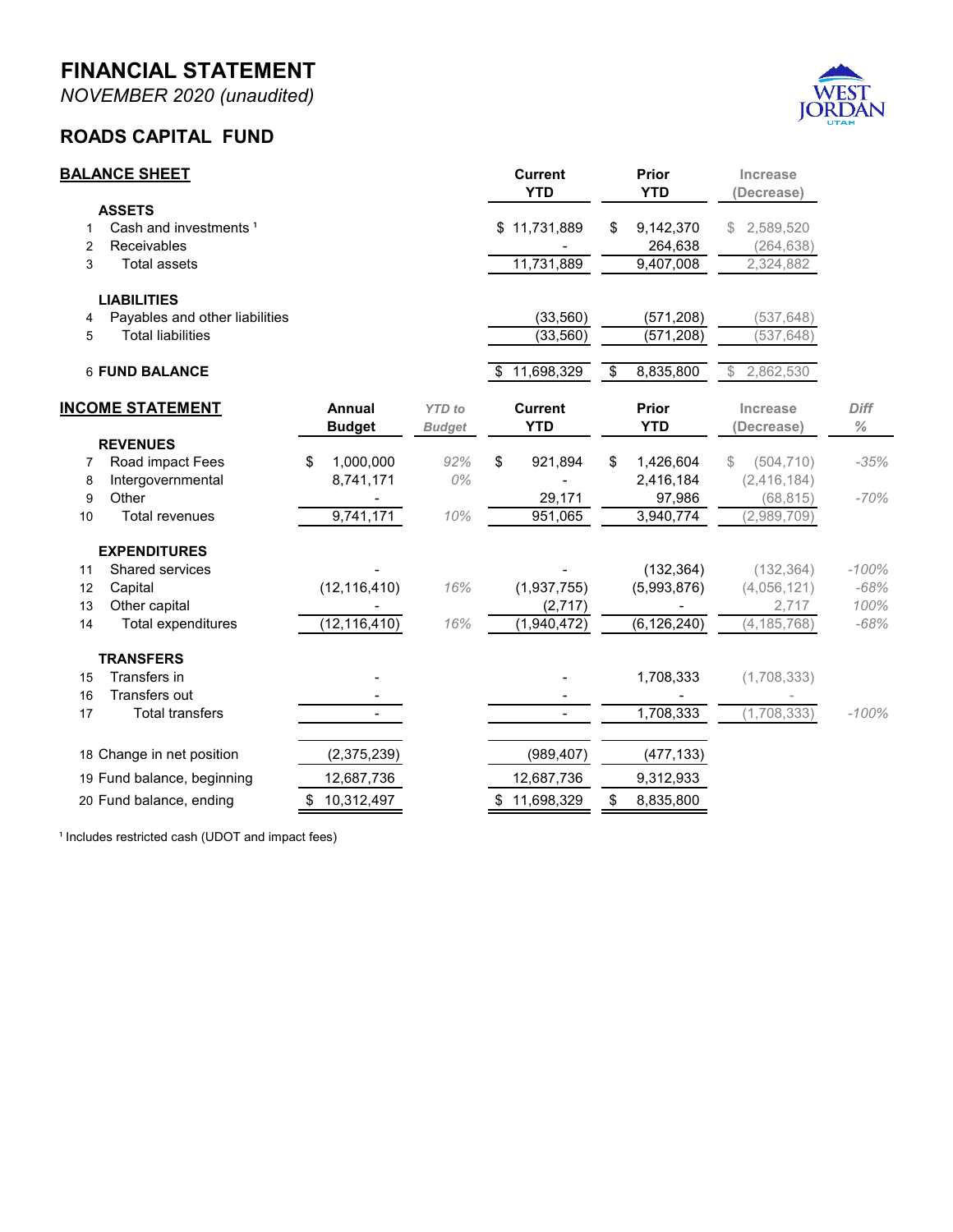# FINANCIAL STATEMENT

*NOVEMBER 2020 (unaudited)*

## ROADS CAPITAL FUND

| BALANCE SHEET | Current YTD | Prior YTD | Increase (Decrease) |
|---|---|---|---|
| **ASSETS** | | | |
| 1 Cash and investments [1] | $ 11,731,889 | $ 9,142,370 | $ 2,589,520 |
| 2 Receivables | - | 264,638 | (264,638) |
| 3 Total assets | 11,731,889 | 9,407,008 | 2,324,882 |
| **LIABILITIES** | | | |
| 4 Payables and other liabilities | (33,560) | (571,208) | (537,648) |
| 5 Total liabilities | (33,560) | (571,208) | (537,648) |
| 6 **FUND BALANCE** | $ 11,698,329 | $ 8,835,800 | $ 2,862,530 |

| INCOME STATEMENT | Annual Budget | *YTD to Budget* | Current YTD | Prior YTD | Increase (Decrease) | *Diff %* |
|---|---|---|---|---|---|---|
| **REVENUES** | | | | | | |
| 7 Road impact Fees | $ 1,000,000 | *92%* | $ 921,894 | $ 1,426,604 | $ (504,710) | *-35%* |
| 8 Intergovernmental | 8,741,171 | *0%* | - | 2,416,184 | (2,416,184) | |
| 9 Other | - | | 29,171 | 97,986 | (68,815) | *-70%* |
| 10 Total revenues | 9,741,171 | *10%* | 951,065 | 3,940,774 | (2,989,709) | |
| **EXPENDITURES** | | | | | | |
| 11 Shared services | - | | - | (132,364) | (132,364) | *-100%* |
| 12 Capital | (12,116,410) | *16%* | (1,937,755) | (5,993,876) | (4,056,121) | *-68%* |
| 13 Other capital | - | | (2,717) | - | 2,717 | *100%* |
| 14 Total expenditures | (12,116,410) | *16%* | (1,940,472) | (6,126,240) | (4,185,768) | *-68%* |
| **TRANSFERS** | | | | | | |
| 15 Transfers in | - | | - | 1,708,333 | (1,708,333) | |
| 16 Transfers out | - | | - | - | - | |
| 17 Total transfers | - | | - | 1,708,333 | (1,708,333) | *-100%* |
| 18 Change in net position | (2,375,239) | | (989,407) | (477,133) | | |
| 19 Fund balance, beginning | 12,687,736 | | 12,687,736 | 9,312,933 | | |
| 20 Fund balance, ending | $ 10,312,497 | | $ 11,698,329 | $ 8,835,800 | | |

[1] Includes restricted cash (UDOT and impact fees)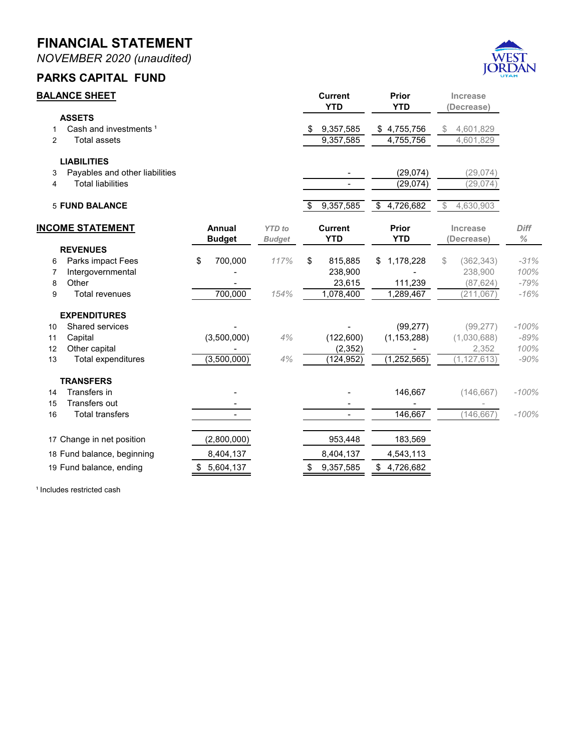# FINANCIAL STATEMENT

*NOVEMBER 2020 (unaudited)*

## PARKS CAPITAL FUND

### BALANCE SHEET

| | | Current YTD | Prior YTD | Increase (Decrease) |
|---|---|---|---|---|
| | **ASSETS** | | | |
| 1 | Cash and investments [1] | $ 9,357,585 | $ 4,755,756 | $ 4,601,829 |
| 2 | Total assets | 9,357,585 | 4,755,756 | 4,601,829 |
| | **LIABILITIES** | | | |
| 3 | Payables and other liabilities | - | (29,074) | (29,074) |
| 4 | Total liabilities | - | (29,074) | (29,074) |
| 5 | **FUND BALANCE** | $ 9,357,585 | $ 4,726,682 | $ 4,630,903 |

### INCOME STATEMENT

| | | Annual Budget | *YTD to Budget* | Current YTD | Prior YTD | Increase (Decrease) | *Diff %* |
|---|---|---|---|---|---|---|---|
| | **REVENUES** | | | | | | |
| 6 | Parks impact Fees | $ 700,000 | *117%* | $ 815,885 | $ 1,178,228 | $ (362,343) | *-31%* |
| 7 | Intergovernmental | - | | 238,900 | - | 238,900 | *100%* |
| 8 | Other | - | | 23,615 | 111,239 | (87,624) | *-79%* |
| 9 | Total revenues | 700,000 | *154%* | 1,078,400 | 1,289,467 | (211,067) | *-16%* |
| | **EXPENDITURES** | | | | | | |
| 10 | Shared services | - | | - | (99,277) | (99,277) | *-100%* |
| 11 | Capital | (3,500,000) | *4%* | (122,600) | (1,153,288) | (1,030,688) | *-89%* |
| 12 | Other capital | - | | (2,352) | - | 2,352 | *100%* |
| 13 | Total expenditures | (3,500,000) | *4%* | (124,952) | (1,252,565) | (1,127,613) | *-90%* |
| | **TRANSFERS** | | | | | | |
| 14 | Transfers in | - | | - | 146,667 | (146,667) | *-100%* |
| 15 | Transfers out | - | | - | - | - | |
| 16 | Total transfers | - | | - | 146,667 | (146,667) | *-100%* |
| 17 | Change in net position | (2,800,000) | | 953,448 | 183,569 | | |
| 18 | Fund balance, beginning | 8,404,137 | | 8,404,137 | 4,543,113 | | |
| 19 | Fund balance, ending | $ 5,604,137 | | $ 9,357,585 | $ 4,726,682 | | |

[1] Includes restricted cash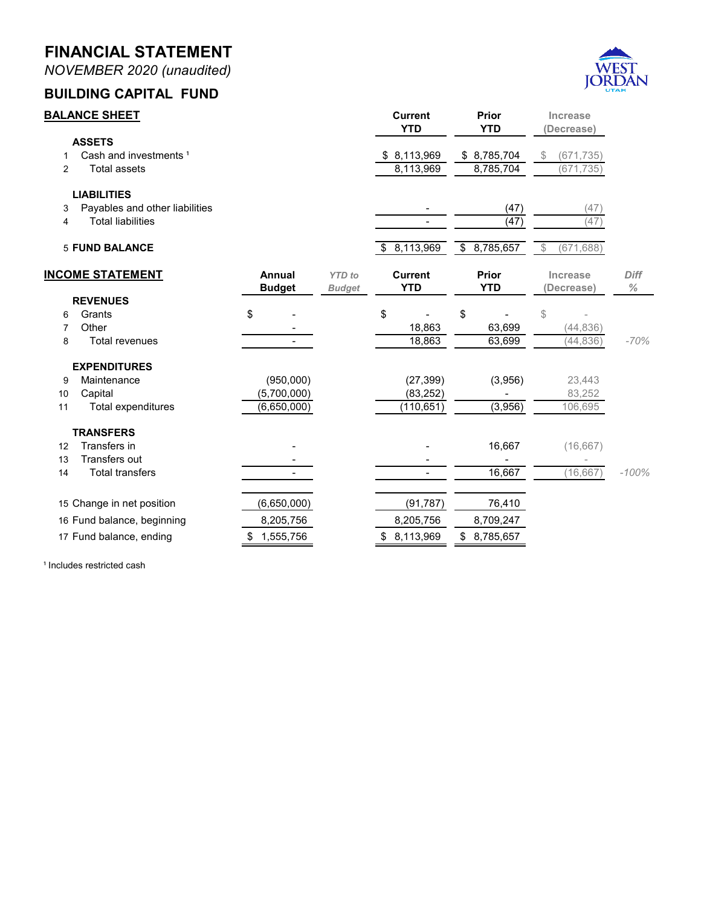# FINANCIAL STATEMENT

*NOVEMBER 2020 (unaudited)*

## BUILDING CAPITAL FUND

### BALANCE SHEET

| | | Current YTD | Prior YTD | Increase (Decrease) |
|---|---|---|---|---|
| | **ASSETS** | | | |
| 1 | Cash and investments [1] | $ 8,113,969 | $ 8,785,704 | $ (671,735) |
| 2 | Total assets | 8,113,969 | 8,785,704 | (671,735) |
| | **LIABILITIES** | | | |
| 3 | Payables and other liabilities | - | (47) | (47) |
| 4 | Total liabilities | - | (47) | (47) |
| 5 | **FUND BALANCE** | $ 8,113,969 | $ 8,785,657 | $ (671,688) |

### INCOME STATEMENT

| | | Annual Budget | *YTD to Budget* | Current YTD | Prior YTD | Increase (Decrease) | *Diff %* |
|---|---|---|---|---|---|---|---|
| | **REVENUES** | | | | | | |
| 6 | Grants | $ - | | $ - | $ - | $ - | |
| 7 | Other | - | | 18,863 | 63,699 | (44,836) | |
| 8 | Total revenues | - | | 18,863 | 63,699 | (44,836) | *-70%* |
| | **EXPENDITURES** | | | | | | |
| 9 | Maintenance | (950,000) | | (27,399) | (3,956) | 23,443 | |
| 10 | Capital | (5,700,000) | | (83,252) | - | 83,252 | |
| 11 | Total expenditures | (6,650,000) | | (110,651) | (3,956) | 106,695 | |
| | **TRANSFERS** | | | | | | |
| 12 | Transfers in | - | | - | 16,667 | (16,667) | |
| 13 | Transfers out | - | | - | - | - | |
| 14 | Total transfers | - | | - | 16,667 | (16,667) | *-100%* |
| 15 | Change in net position | (6,650,000) | | (91,787) | 76,410 | | |
| 16 | Fund balance, beginning | 8,205,756 | | 8,205,756 | 8,709,247 | | |
| 17 | Fund balance, ending | $ 1,555,756 | | $ 8,113,969 | $ 8,785,657 | | |

[1] Includes restricted cash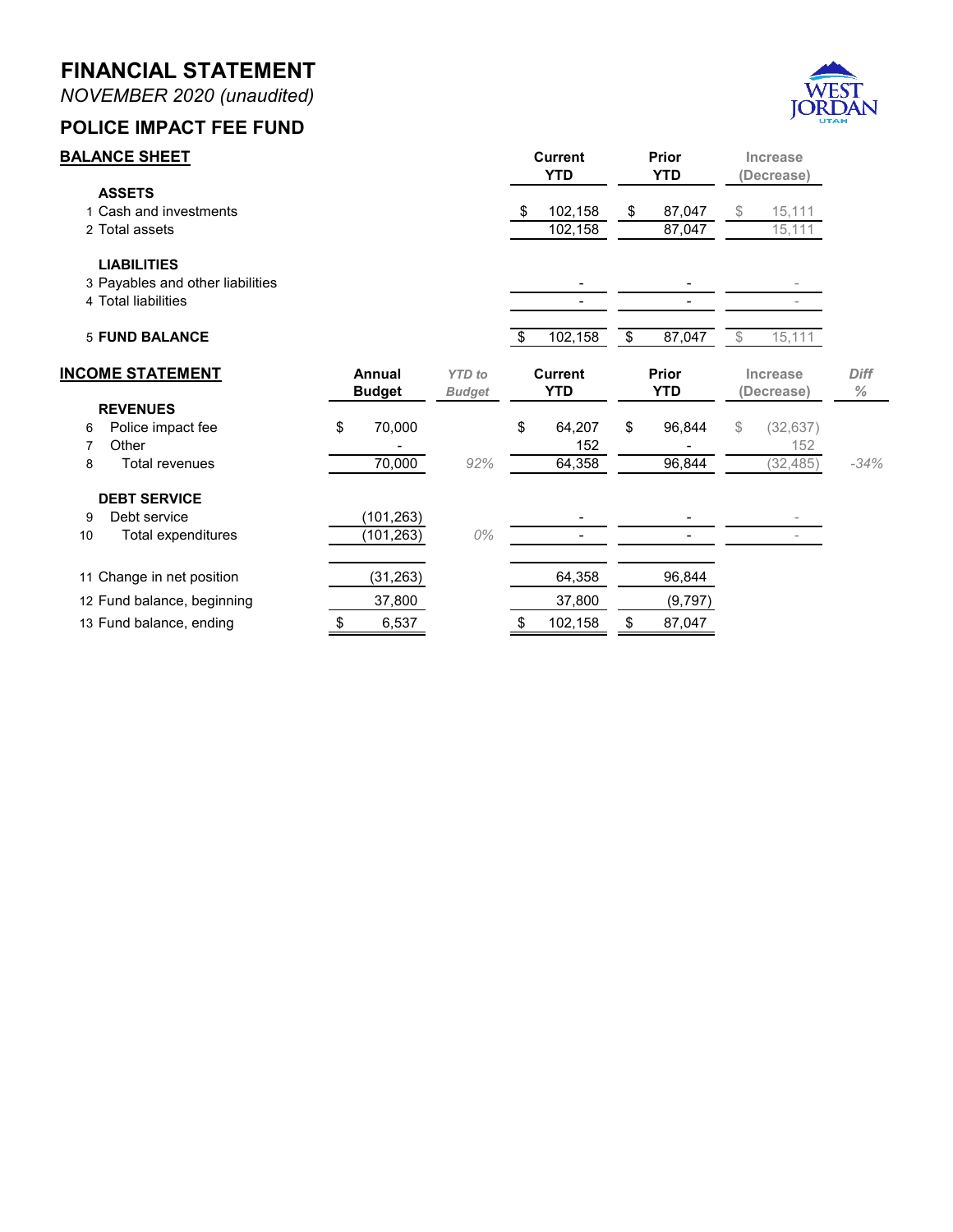# FINANCIAL STATEMENT

*NOVEMBER 2020 (unaudited)*

## POLICE IMPACT FEE FUND

**BALANCE SHEET**

| | | Current YTD | Prior YTD | Increase (Decrease) |
|---|---|---|---|---|
| | **ASSETS** | | | |
| 1 | Cash and investments | $ 102,158 | $ 87,047 | $ 15,111 |
| 2 | Total assets | 102,158 | 87,047 | 15,111 |
| | **LIABILITIES** | | | |
| 3 | Payables and other liabilities | - | - | - |
| 4 | Total liabilities | - | - | - |
| 5 | **FUND BALANCE** | $ 102,158 | $ 87,047 | $ 15,111 |

**INCOME STATEMENT**

| | | Annual Budget | *YTD to Budget* | Current YTD | Prior YTD | Increase (Decrease) | *Diff %* |
|---|---|---|---|---|---|---|---|
| | **REVENUES** | | | | | | |
| 6 | Police impact fee | $ 70,000 | | $ 64,207 | $ 96,844 | $ (32,637) | |
| 7 | Other | - | | 152 | - | 152 | |
| 8 | Total revenues | 70,000 | *92%* | 64,358 | 96,844 | (32,485) | *-34%* |
| | **DEBT SERVICE** | | | | | | |
| 9 | Debt service | (101,263) | | - | - | - | |
| 10 | Total expenditures | (101,263) | *0%* | - | - | - | |
| 11 | Change in net position | (31,263) | | 64,358 | 96,844 | | |
| 12 | Fund balance, beginning | 37,800 | | 37,800 | (9,797) | | |
| 13 | Fund balance, ending | $ 6,537 | | $ 102,158 | $ 87,047 | | |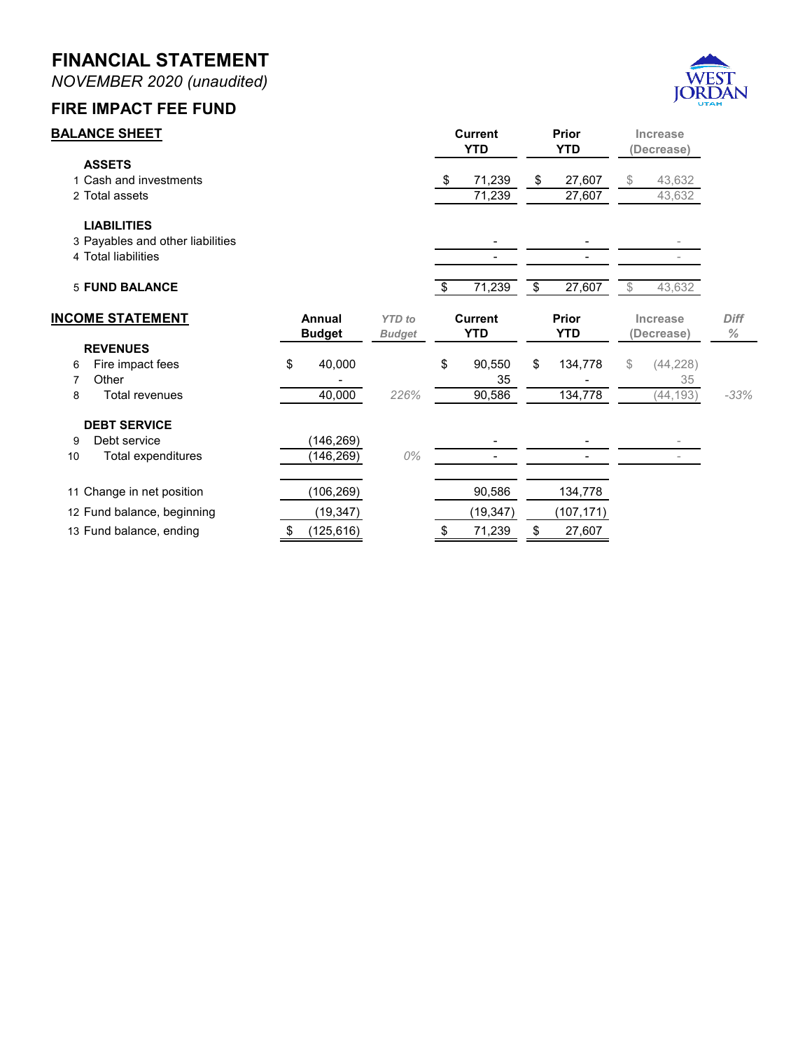# FINANCIAL STATEMENT

*NOVEMBER 2020 (unaudited)*

## FIRE IMPACT FEE FUND

| BALANCE SHEET | Current YTD | Prior YTD | Increase (Decrease) |
|---|---|---|---|
| **ASSETS** | | | |
| 1 Cash and investments | $ 71,239 | $ 27,607 | $ 43,632 |
| 2 Total assets | 71,239 | 27,607 | 43,632 |
| **LIABILITIES** | | | |
| 3 Payables and other liabilities | - | - | - |
| 4 Total liabilities | - | - | - |
| 5 **FUND BALANCE** | $ 71,239 | $ 27,607 | $ 43,632 |

| INCOME STATEMENT | Annual Budget | *YTD to Budget* | Current YTD | Prior YTD | Increase (Decrease) | *Diff %* |
|---|---|---|---|---|---|---|
| **REVENUES** | | | | | | |
| 6 Fire impact fees | $ 40,000 | | $ 90,550 | $ 134,778 | $ (44,228) | |
| 7 Other | - | | 35 | - | 35 | |
| 8 Total revenues | 40,000 | *226%* | 90,586 | 134,778 | (44,193) | *-33%* |
| **DEBT SERVICE** | | | | | | |
| 9 Debt service | (146,269) | | - | - | - | |
| 10 Total expenditures | (146,269) | *0%* | - | - | - | |
| 11 Change in net position | (106,269) | | 90,586 | 134,778 | | |
| 12 Fund balance, beginning | (19,347) | | (19,347) | (107,171) | | |
| 13 Fund balance, ending | $ (125,616) | | $ 71,239 | $ 27,607 | | |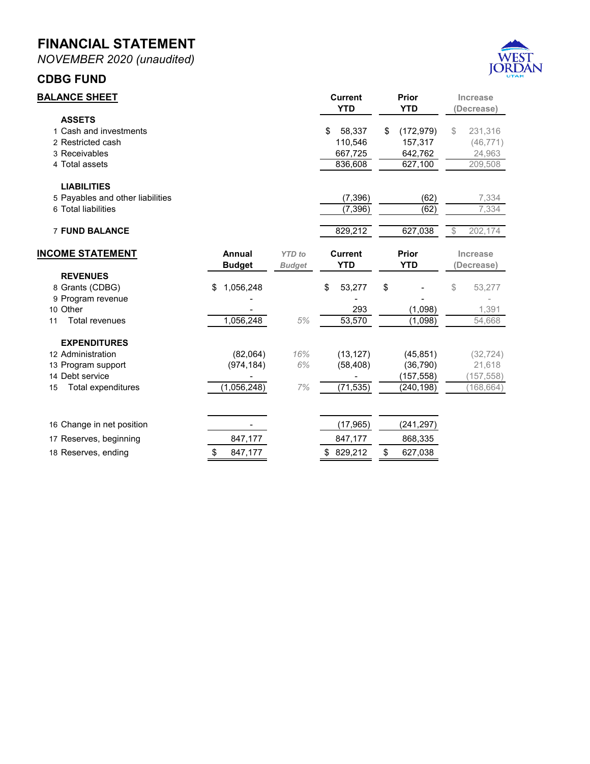# FINANCIAL STATEMENT

*NOVEMBER 2020 (unaudited)*

## CDBG FUND

### BALANCE SHEET

| | | Current YTD | Prior YTD | Increase (Decrease) |
|---|---|---|---|---|
| | **ASSETS** | | | |
| 1 | Cash and investments | $ 58,337 | $ (172,979) | $ 231,316 |
| 2 | Restricted cash | 110,546 | 157,317 | (46,771) |
| 3 | Receivables | 667,725 | 642,762 | 24,963 |
| 4 | Total assets | 836,608 | 627,100 | 209,508 |
| | **LIABILITIES** | | | |
| 5 | Payables and other liabilities | (7,396) | (62) | 7,334 |
| 6 | Total liabilities | (7,396) | (62) | 7,334 |
| 7 | **FUND BALANCE** | 829,212 | 627,038 | $ 202,174 |

### INCOME STATEMENT

| | | Annual Budget | *YTD to Budget* | Current YTD | Prior YTD | Increase (Decrease) |
|---|---|---|---|---|---|---|
| | **REVENUES** | | | | | |
| 8 | Grants (CDBG) | $ 1,056,248 | | $ 53,277 | $ - | $ 53,277 |
| 9 | Program revenue | - | | - | - | - |
| 10 | Other | - | | 293 | (1,098) | 1,391 |
| 11 | Total revenues | 1,056,248 | *5%* | 53,570 | (1,098) | 54,668 |
| | **EXPENDITURES** | | | | | |
| 12 | Administration | (82,064) | *16%* | (13,127) | (45,851) | (32,724) |
| 13 | Program support | (974,184) | *6%* | (58,408) | (36,790) | 21,618 |
| 14 | Debt service | - | | - | (157,558) | (157,558) |
| 15 | Total expenditures | (1,056,248) | *7%* | (71,535) | (240,198) | (168,664) |
| 16 | Change in net position | - | | (17,965) | (241,297) | |
| 17 | Reserves, beginning | 847,177 | | 847,177 | 868,335 | |
| 18 | Reserves, ending | $ 847,177 | | $ 829,212 | $ 627,038 | |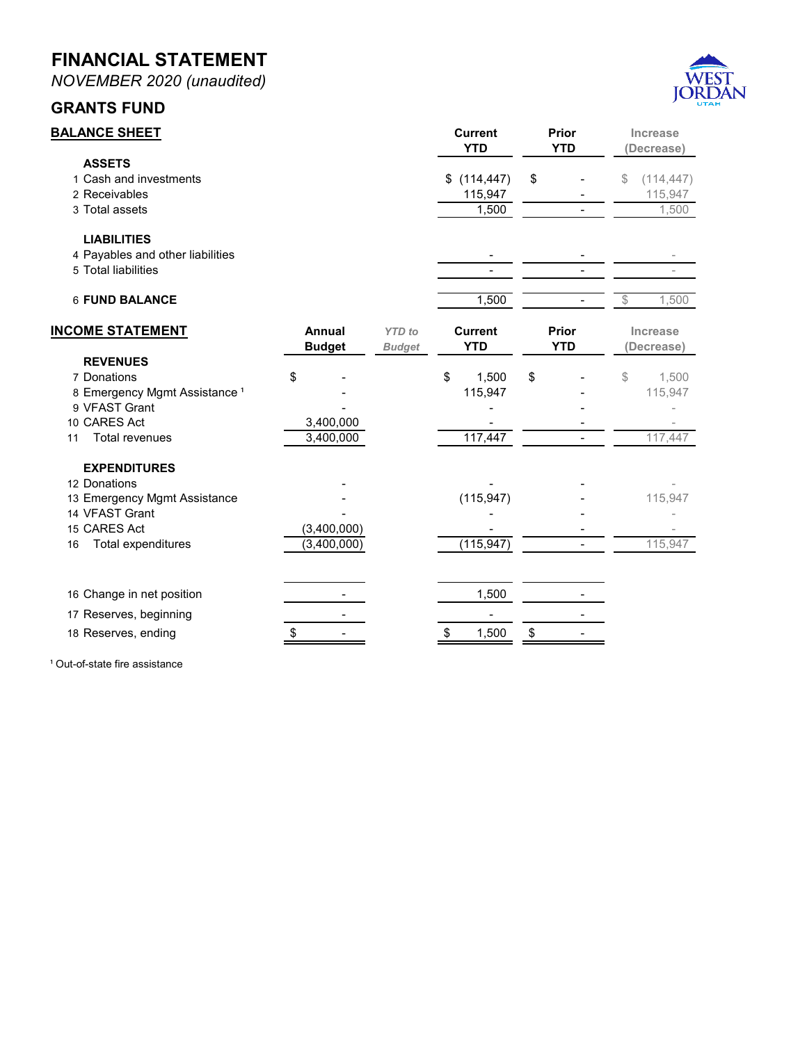# FINANCIAL STATEMENT

*NOVEMBER 2020 (unaudited)*

## GRANTS FUND

### BALANCE SHEET

| | | Current YTD | Prior YTD | Increase (Decrease) |
|---|---|---|---|---|
| **ASSETS** | | | | |
| 1 | Cash and investments | $ (114,447) | $ - | $ (114,447) |
| 2 | Receivables | 115,947 | - | 115,947 |
| 3 | Total assets | 1,500 | - | 1,500 |
| **LIABILITIES** | | | | |
| 4 | Payables and other liabilities | - | - | - |
| 5 | Total liabilities | - | - | - |
| 6 | **FUND BALANCE** | 1,500 | - | $ 1,500 |

### INCOME STATEMENT

| | | Annual Budget | *YTD to Budget* | Current YTD | Prior YTD | Increase (Decrease) |
|---|---|---|---|---|---|---|
| **REVENUES** | | | | | | |
| 7 | Donations | $ - | | $ 1,500 | $ - | $ 1,500 |
| 8 | Emergency Mgmt Assistance [1] | - | | 115,947 | - | 115,947 |
| 9 | VFAST Grant | - | | - | - | - |
| 10 | CARES Act | 3,400,000 | | - | - | - |
| 11 | Total revenues | 3,400,000 | | 117,447 | - | 117,447 |
| **EXPENDITURES** | | | | | | |
| 12 | Donations | - | | - | - | - |
| 13 | Emergency Mgmt Assistance | - | | (115,947) | - | 115,947 |
| 14 | VFAST Grant | - | | - | - | - |
| 15 | CARES Act | (3,400,000) | | - | - | - |
| 16 | Total expenditures | (3,400,000) | | (115,947) | - | 115,947 |
| 16 | Change in net position | - | | 1,500 | - | |
| 17 | Reserves, beginning | - | | - | - | |
| 18 | Reserves, ending | $ - | | $ 1,500 | $ - | |

[1] Out-of-state fire assistance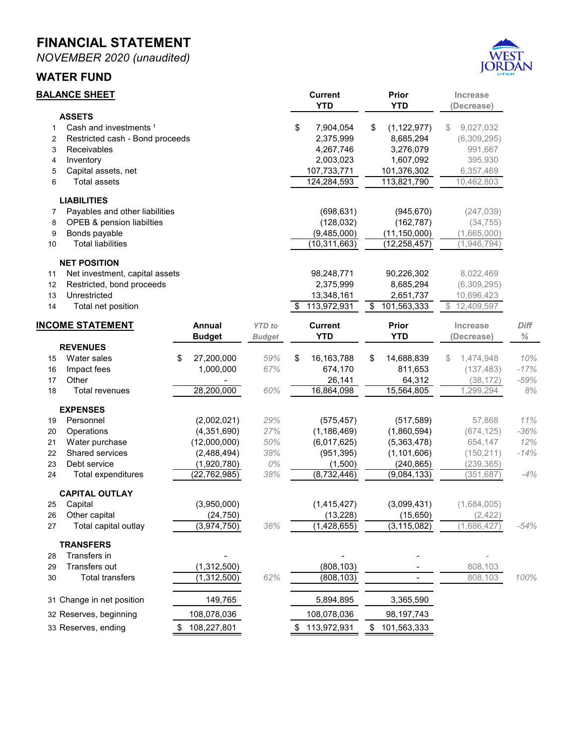# FINANCIAL STATEMENT

*NOVEMBER 2020 (unaudited)*

## WATER FUND

### BALANCE SHEET

| | | Current YTD | Prior YTD | Increase (Decrease) |
|---|---|---|---|---|
| | **ASSETS** | | | |
| 1 | Cash and investments [1] | $ 7,904,054 | $ (1,122,977) | $ 9,027,032 |
| 2 | Restricted cash - Bond proceeds | 2,375,999 | 8,685,294 | (6,309,295) |
| 3 | Receivables | 4,267,746 | 3,276,079 | 991,667 |
| 4 | Inventory | 2,003,023 | 1,607,092 | 395,930 |
| 5 | Capital assets, net | 107,733,771 | 101,376,302 | 6,357,469 |
| 6 | Total assets | 124,284,593 | 113,821,790 | 10,462,803 |
| | **LIABILITIES** | | | |
| 7 | Payables and other liabilities | (698,631) | (945,670) | (247,039) |
| 8 | OPEB & pension liabilties | (128,032) | (162,787) | (34,755) |
| 9 | Bonds payable | (9,485,000) | (11,150,000) | (1,665,000) |
| 10 | Total liabilities | (10,311,663) | (12,258,457) | (1,946,794) |
| | **NET POSITION** | | | |
| 11 | Net investment, capital assets | 98,248,771 | 90,226,302 | 8,022,469 |
| 12 | Restricted, bond proceeds | 2,375,999 | 8,685,294 | (6,309,295) |
| 13 | Unrestricted | 13,348,161 | 2,651,737 | 10,696,423 |
| 14 | Total net position | $ 113,972,931 | $ 101,563,333 | $ 12,409,597 |

### INCOME STATEMENT

| | | Annual Budget | *YTD to Budget* | Current YTD | Prior YTD | Increase (Decrease) | *Diff %* |
|---|---|---|---|---|---|---|---|
| | **REVENUES** | | | | | | |
| 15 | Water sales | $ 27,200,000 | *59%* | $ 16,163,788 | $ 14,688,839 | $ 1,474,948 | *10%* |
| 16 | Impact fees | 1,000,000 | *67%* | 674,170 | 811,653 | (137,483) | *-17%* |
| 17 | Other | - | | 26,141 | 64,312 | (38,172) | *-59%* |
| 18 | Total revenues | 28,200,000 | *60%* | 16,864,098 | 15,564,805 | 1,299,294 | *8%* |
| | **EXPENSES** | | | | | | |
| 19 | Personnel | (2,002,021) | *29%* | (575,457) | (517,589) | 57,868 | *11%* |
| 20 | Operations | (4,351,690) | *27%* | (1,186,469) | (1,860,594) | (674,125) | *-36%* |
| 21 | Water purchase | (12,000,000) | *50%* | (6,017,625) | (5,363,478) | 654,147 | *12%* |
| 22 | Shared services | (2,488,494) | *38%* | (951,395) | (1,101,606) | (150,211) | *-14%* |
| 23 | Debt service | (1,920,780) | *0%* | (1,500) | (240,865) | (239,365) | |
| 24 | Total expenditures | (22,762,985) | *38%* | (8,732,446) | (9,084,133) | (351,687) | *-4%* |
| | **CAPITAL OUTLAY** | | | | | | |
| 25 | Capital | (3,950,000) | | (1,415,427) | (3,099,431) | (1,684,005) | |
| 26 | Other capital | (24,750) | | (13,228) | (15,650) | (2,422) | |
| 27 | Total capital outlay | (3,974,750) | *36%* | (1,428,655) | (3,115,082) | (1,686,427) | *-54%* |
| | **TRANSFERS** | | | | | | |
| 28 | Transfers in | - | | - | - | - | |
| 29 | Transfers out | (1,312,500) | | (808,103) | - | 808,103 | |
| 30 | Total transfers | (1,312,500) | *62%* | (808,103) | - | 808,103 | *100%* |
| 31 | Change in net position | 149,765 | | 5,894,895 | 3,365,590 | | |
| 32 | Reserves, beginning | 108,078,036 | | 108,078,036 | 98,197,743 | | |
| 33 | Reserves, ending | $ 108,227,801 | | $ 113,972,931 | $ 101,563,333 | | |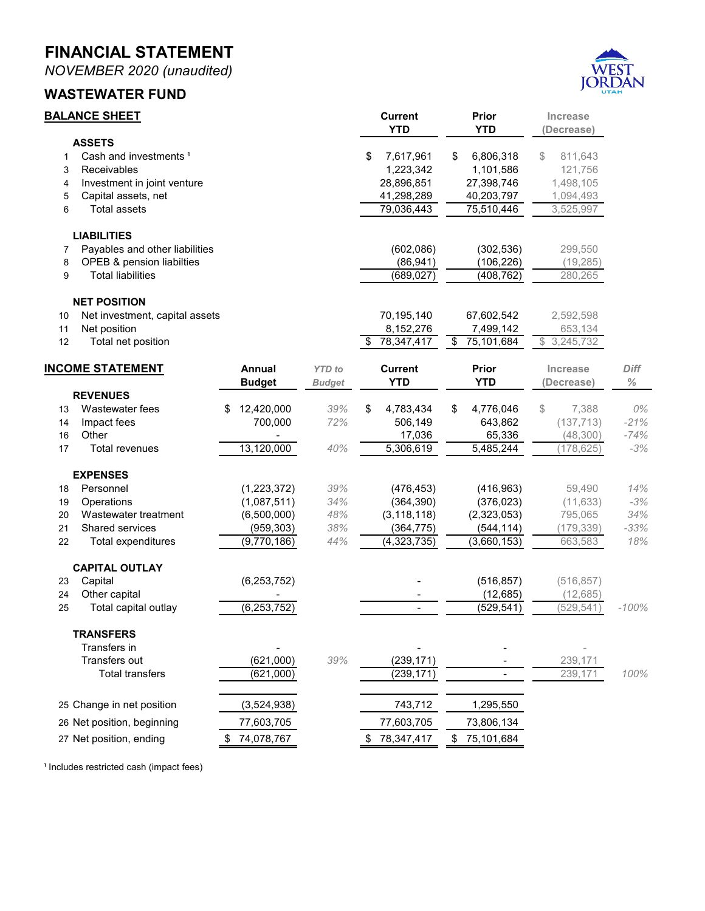# FINANCIAL STATEMENT

*NOVEMBER 2020 (unaudited)*

## WASTEWATER FUND

### BALANCE SHEET

| | | Current YTD | Prior YTD | Increase (Decrease) |
|---|---|---|---|---|
| | **ASSETS** | | | |
| 1 | Cash and investments [1] | $ 7,617,961 | $ 6,806,318 | $ 811,643 |
| 3 | Receivables | 1,223,342 | 1,101,586 | 121,756 |
| 4 | Investment in joint venture | 28,896,851 | 27,398,746 | 1,498,105 |
| 5 | Capital assets, net | 41,298,289 | 40,203,797 | 1,094,493 |
| 6 | Total assets | 79,036,443 | 75,510,446 | 3,525,997 |
| | **LIABILITIES** | | | |
| 7 | Payables and other liabilities | (602,086) | (302,536) | 299,550 |
| 8 | OPEB & pension liabilties | (86,941) | (106,226) | (19,285) |
| 9 | Total liabilities | (689,027) | (408,762) | 280,265 |
| | **NET POSITION** | | | |
| 10 | Net investment, capital assets | 70,195,140 | 67,602,542 | 2,592,598 |
| 11 | Net position | 8,152,276 | 7,499,142 | 653,134 |
| 12 | Total net position | $ 78,347,417 | $ 75,101,684 | $ 3,245,732 |

### INCOME STATEMENT

| | | Annual Budget | YTD to Budget | Current YTD | Prior YTD | Increase (Decrease) | Diff % |
|---|---|---|---|---|---|---|---|
| | **REVENUES** | | | | | | |
| 13 | Wastewater fees | $ 12,420,000 | 39% | $ 4,783,434 | $ 4,776,046 | $ 7,388 | 0% |
| 14 | Impact fees | 700,000 | 72% | 506,149 | 643,862 | (137,713) | -21% |
| 16 | Other | - | | 17,036 | 65,336 | (48,300) | -74% |
| 17 | Total revenues | 13,120,000 | 40% | 5,306,619 | 5,485,244 | (178,625) | -3% |
| | **EXPENSES** | | | | | | |
| 18 | Personnel | (1,223,372) | 39% | (476,453) | (416,963) | 59,490 | 14% |
| 19 | Operations | (1,087,511) | 34% | (364,390) | (376,023) | (11,633) | -3% |
| 20 | Wastewater treatment | (6,500,000) | 48% | (3,118,118) | (2,323,053) | 795,065 | 34% |
| 21 | Shared services | (959,303) | 38% | (364,775) | (544,114) | (179,339) | -33% |
| 22 | Total expenditures | (9,770,186) | 44% | (4,323,735) | (3,660,153) | 663,583 | 18% |
| | **CAPITAL OUTLAY** | | | | | | |
| 23 | Capital | (6,253,752) | | - | (516,857) | (516,857) | |
| 24 | Other capital | - | | - | (12,685) | (12,685) | |
| 25 | Total capital outlay | (6,253,752) | | - | (529,541) | (529,541) | -100% |
| | **TRANSFERS** | | | | | | |
| | Transfers in | - | | - | - | - | |
| | Transfers out | (621,000) | 39% | (239,171) | - | 239,171 | |
| | Total transfers | (621,000) | | (239,171) | - | 239,171 | 100% |
| 25 | Change in net position | (3,524,938) | | 743,712 | 1,295,550 | | |
| 26 | Net position, beginning | 77,603,705 | | 77,603,705 | 73,806,134 | | |
| 27 | Net position, ending | $ 74,078,767 | | $ 78,347,417 | $ 75,101,684 | | |

[1] Includes restricted cash (impact fees)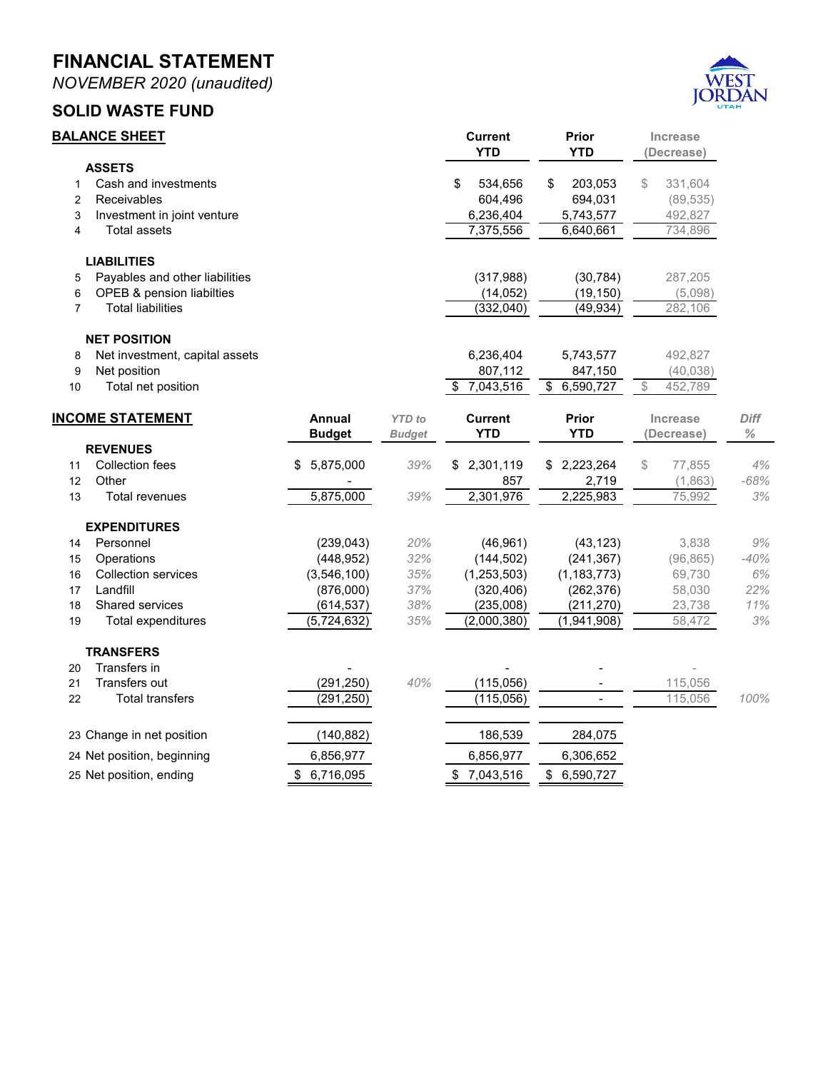# FINANCIAL STATEMENT

*NOVEMBER 2020 (unaudited)*

## SOLID WASTE FUND

### BALANCE SHEET

| | | Current YTD | Prior YTD | Increase (Decrease) |
|---|---|---|---|---|
| | **ASSETS** | | | |
| 1 | Cash and investments | $ 534,656 | $ 203,053 | $ 331,604 |
| 2 | Receivables | 604,496 | 694,031 | (89,535) |
| 3 | Investment in joint venture | 6,236,404 | 5,743,577 | 492,827 |
| 4 | Total assets | 7,375,556 | 6,640,661 | 734,896 |
| | **LIABILITIES** | | | |
| 5 | Payables and other liabilities | (317,988) | (30,784) | 287,205 |
| 6 | OPEB & pension liabilties | (14,052) | (19,150) | (5,098) |
| 7 | Total liabilities | (332,040) | (49,934) | 282,106 |
| | **NET POSITION** | | | |
| 8 | Net investment, capital assets | 6,236,404 | 5,743,577 | 492,827 |
| 9 | Net position | 807,112 | 847,150 | (40,038) |
| 10 | Total net position | $ 7,043,516 | $ 6,590,727 | $ 452,789 |

### INCOME STATEMENT

| | | Annual Budget | *YTD to Budget* | Current YTD | Prior YTD | Increase (Decrease) | *Diff %* |
|---|---|---|---|---|---|---|---|
| | **REVENUES** | | | | | | |
| 11 | Collection fees | $ 5,875,000 | *39%* | $ 2,301,119 | $ 2,223,264 | $ 77,855 | *4%* |
| 12 | Other | - | | 857 | 2,719 | (1,863) | *-68%* |
| 13 | Total revenues | 5,875,000 | *39%* | 2,301,976 | 2,225,983 | 75,992 | *3%* |
| | **EXPENDITURES** | | | | | | |
| 14 | Personnel | (239,043) | *20%* | (46,961) | (43,123) | 3,838 | *9%* |
| 15 | Operations | (448,952) | *32%* | (144,502) | (241,367) | (96,865) | *-40%* |
| 16 | Collection services | (3,546,100) | *35%* | (1,253,503) | (1,183,773) | 69,730 | *6%* |
| 17 | Landfill | (876,000) | *37%* | (320,406) | (262,376) | 58,030 | *22%* |
| 18 | Shared services | (614,537) | *38%* | (235,008) | (211,270) | 23,738 | *11%* |
| 19 | Total expenditures | (5,724,632) | *35%* | (2,000,380) | (1,941,908) | 58,472 | *3%* |
| | **TRANSFERS** | | | | | | |
| 20 | Transfers in | - | | - | - | - | |
| 21 | Transfers out | (291,250) | *40%* | (115,056) | - | 115,056 | |
| 22 | Total transfers | (291,250) | | (115,056) | - | 115,056 | *100%* |
| 23 | Change in net position | (140,882) | | 186,539 | 284,075 | | |
| 24 | Net position, beginning | 6,856,977 | | 6,856,977 | 6,306,652 | | |
| 25 | Net position, ending | $ 6,716,095 | | $ 7,043,516 | $ 6,590,727 | | |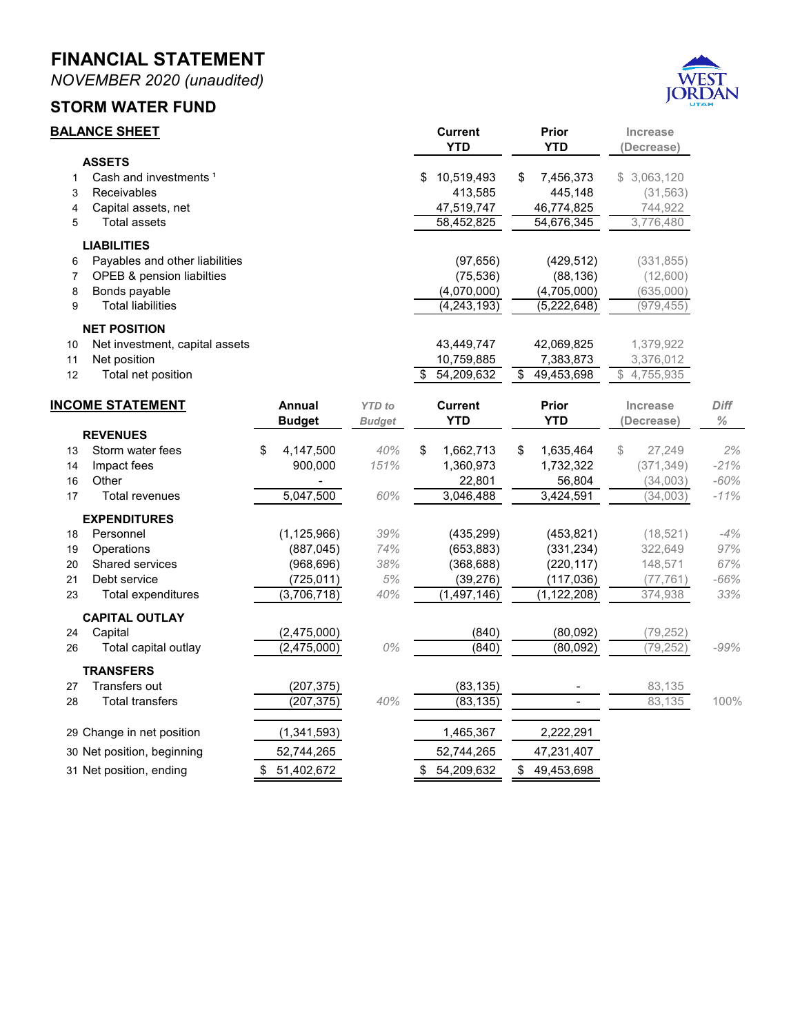# FINANCIAL STATEMENT

*NOVEMBER 2020 (unaudited)*

## STORM WATER FUND

### BALANCE SHEET

| | | Current YTD | Prior YTD | Increase (Decrease) |
|---|---|---|---|---|
| | **ASSETS** | | | |
| 1 | Cash and investments [1] | $ 10,519,493 | $ 7,456,373 | $ 3,063,120 |
| 3 | Receivables | 413,585 | 445,148 | (31,563) |
| 4 | Capital assets, net | 47,519,747 | 46,774,825 | 744,922 |
| 5 | Total assets | 58,452,825 | 54,676,345 | 3,776,480 |
| | **LIABILITIES** | | | |
| 6 | Payables and other liabilities | (97,656) | (429,512) | (331,855) |
| 7 | OPEB & pension liabilties | (75,536) | (88,136) | (12,600) |
| 8 | Bonds payable | (4,070,000) | (4,705,000) | (635,000) |
| 9 | Total liabilities | (4,243,193) | (5,222,648) | (979,455) |
| | **NET POSITION** | | | |
| 10 | Net investment, capital assets | 43,449,747 | 42,069,825 | 1,379,922 |
| 11 | Net position | 10,759,885 | 7,383,873 | 3,376,012 |
| 12 | Total net position | $ 54,209,632 | $ 49,453,698 | $ 4,755,935 |

### INCOME STATEMENT

| | | Annual Budget | *YTD to Budget* | Current YTD | Prior YTD | Increase (Decrease) | *Diff %* |
|---|---|---|---|---|---|---|---|
| | **REVENUES** | | | | | | |
| 13 | Storm water fees | $ 4,147,500 | *40%* | $ 1,662,713 | $ 1,635,464 | $ 27,249 | *2%* |
| 14 | Impact fees | 900,000 | *151%* | 1,360,973 | 1,732,322 | (371,349) | *-21%* |
| 16 | Other | - | | 22,801 | 56,804 | (34,003) | *-60%* |
| 17 | Total revenues | 5,047,500 | *60%* | 3,046,488 | 3,424,591 | (34,003) | *-11%* |
| | **EXPENDITURES** | | | | | | |
| 18 | Personnel | (1,125,966) | *39%* | (435,299) | (453,821) | (18,521) | *-4%* |
| 19 | Operations | (887,045) | *74%* | (653,883) | (331,234) | 322,649 | *97%* |
| 20 | Shared services | (968,696) | *38%* | (368,688) | (220,117) | 148,571 | *67%* |
| 21 | Debt service | (725,011) | *5%* | (39,276) | (117,036) | (77,761) | *-66%* |
| 23 | Total expenditures | (3,706,718) | *40%* | (1,497,146) | (1,122,208) | 374,938 | *33%* |
| | **CAPITAL OUTLAY** | | | | | | |
| 24 | Capital | (2,475,000) | | (840) | (80,092) | (79,252) | |
| 26 | Total capital outlay | (2,475,000) | *0%* | (840) | (80,092) | (79,252) | *-99%* |
| | **TRANSFERS** | | | | | | |
| 27 | Transfers out | (207,375) | | (83,135) | - | 83,135 | |
| 28 | Total transfers | (207,375) | *40%* | (83,135) | - | 83,135 | 100% |
| 29 | Change in net position | (1,341,593) | | 1,465,367 | 2,222,291 | | |
| 30 | Net position, beginning | 52,744,265 | | 52,744,265 | 47,231,407 | | |
| 31 | Net position, ending | $ 51,402,672 | | $ 54,209,632 | $ 49,453,698 | | |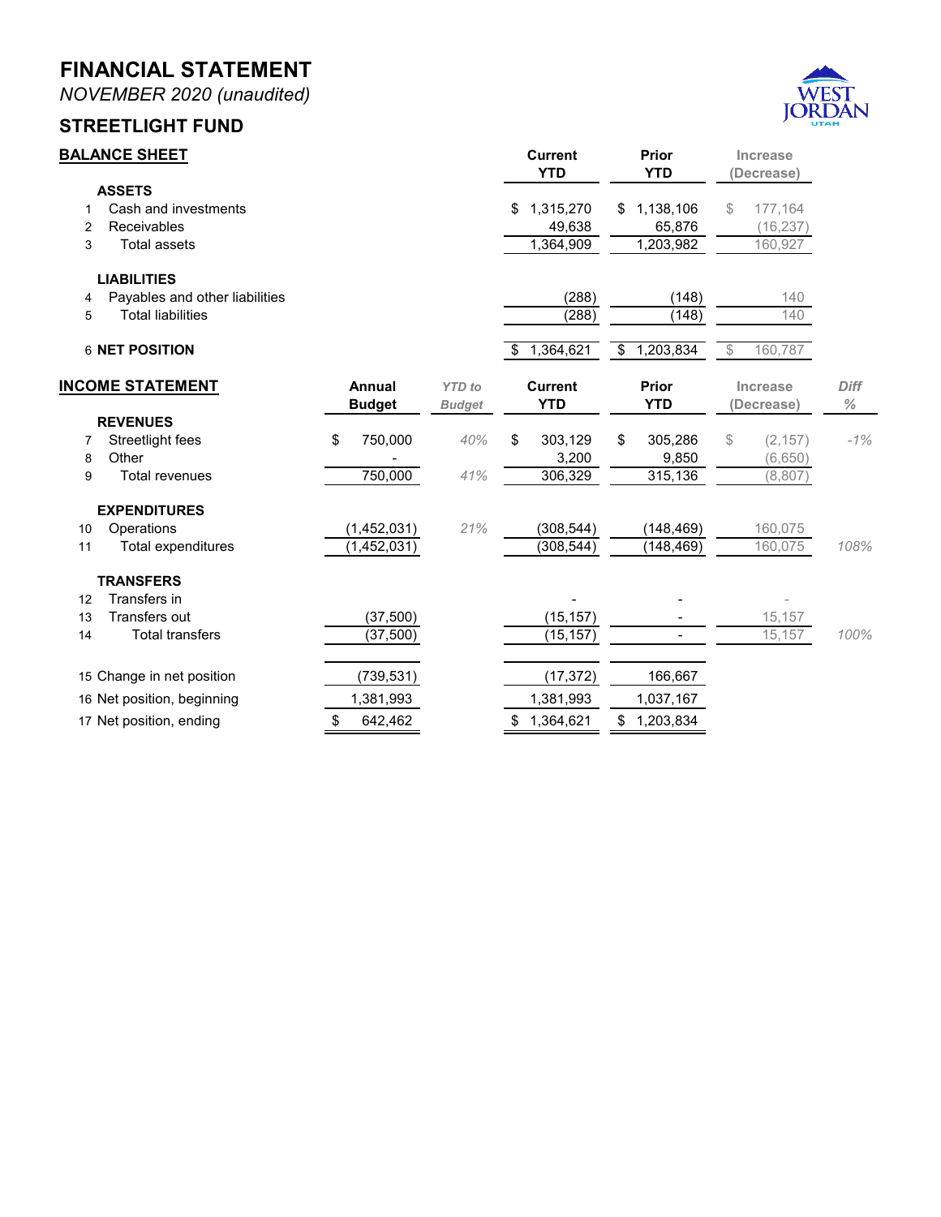# FINANCIAL STATEMENT

*NOVEMBER 2020 (unaudited)*

## STREETLIGHT FUND

| | BALANCE SHEET | Current YTD | Prior YTD | Increase (Decrease) |
|---|---|---|---|---|
| | **ASSETS** | | | |
| 1 | Cash and investments | $ 1,315,270 | $ 1,138,106 | $ 177,164 |
| 2 | Receivables | 49,638 | 65,876 | (16,237) |
| 3 | Total assets | 1,364,909 | 1,203,982 | 160,927 |
| | **LIABILITIES** | | | |
| 4 | Payables and other liabilities | (288) | (148) | 140 |
| 5 | Total liabilities | (288) | (148) | 140 |
| 6 | **NET POSITION** | $ 1,364,621 | $ 1,203,834 | $ 160,787 |

| | INCOME STATEMENT | Annual Budget | *YTD to Budget* | Current YTD | Prior YTD | Increase (Decrease) | *Diff %* |
|---|---|---|---|---|---|---|---|
| | **REVENUES** | | | | | | |
| 7 | Streetlight fees | $ 750,000 | *40%* | $ 303,129 | $ 305,286 | $ (2,157) | *-1%* |
| 8 | Other | - | | 3,200 | 9,850 | (6,650) | |
| 9 | Total revenues | 750,000 | *41%* | 306,329 | 315,136 | (8,807) | |
| | **EXPENDITURES** | | | | | | |
| 10 | Operations | (1,452,031) | *21%* | (308,544) | (148,469) | 160,075 | |
| 11 | Total expenditures | (1,452,031) | | (308,544) | (148,469) | 160,075 | *108%* |
| | **TRANSFERS** | | | | | | |
| 12 | Transfers in | | | - | - | - | |
| 13 | Transfers out | (37,500) | | (15,157) | - | 15,157 | |
| 14 | Total transfers | (37,500) | | (15,157) | - | 15,157 | *100%* |
| 15 | Change in net position | (739,531) | | (17,372) | 166,667 | | |
| 16 | Net position, beginning | 1,381,993 | | 1,381,993 | 1,037,167 | | |
| 17 | Net position, ending | $ 642,462 | | $ 1,364,621 | $ 1,203,834 | | |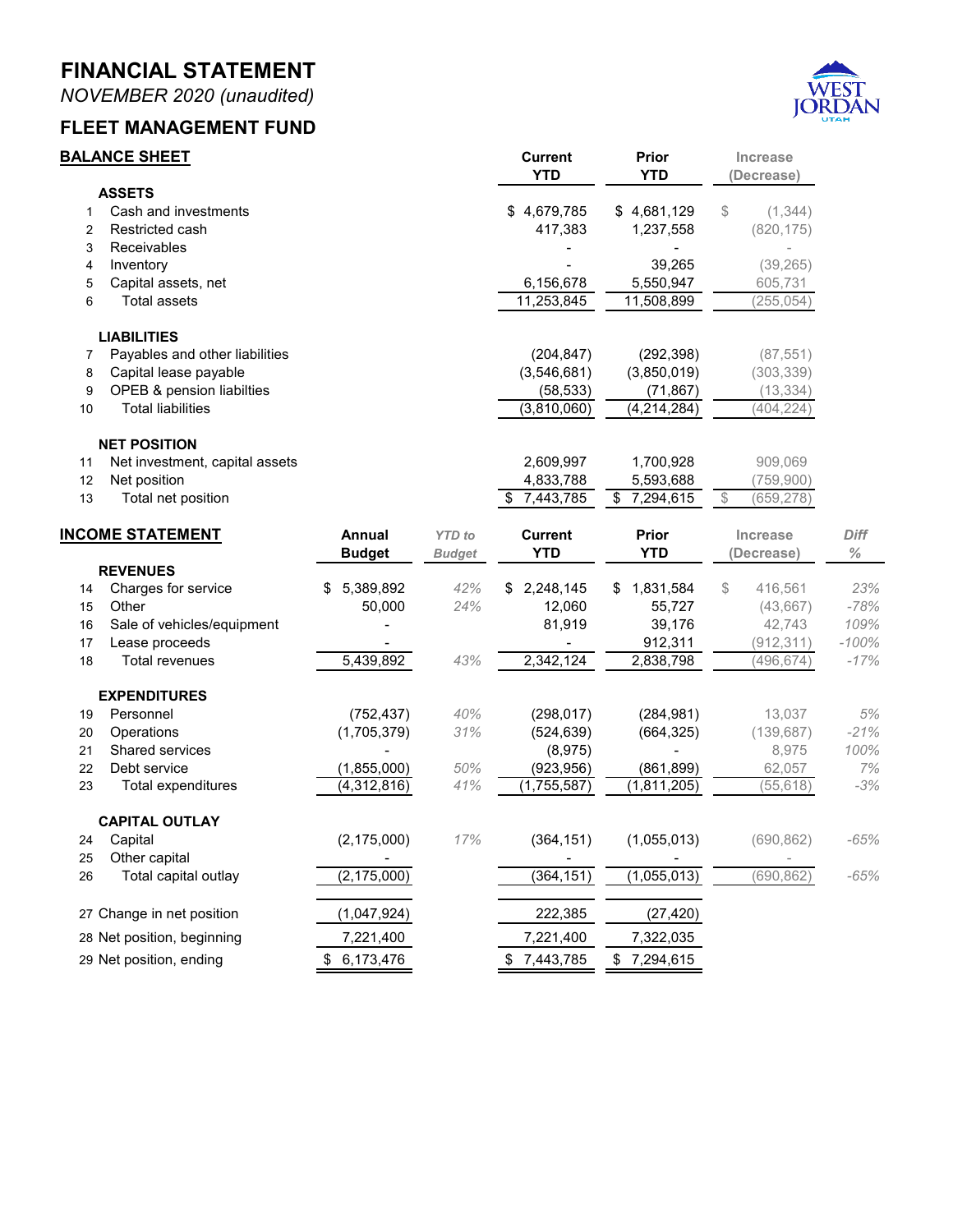# FINANCIAL STATEMENT

*NOVEMBER 2020 (unaudited)*

## FLEET MANAGEMENT FUND

### BALANCE SHEET

| | | Current YTD | Prior YTD | Increase (Decrease) |
|---|---|---|---|---|
| | **ASSETS** | | | |
| 1 | Cash and investments | $ 4,679,785 | $ 4,681,129 | $ (1,344) |
| 2 | Restricted cash | 417,383 | 1,237,558 | (820,175) |
| 3 | Receivables | - | - | - |
| 4 | Inventory | - | 39,265 | (39,265) |
| 5 | Capital assets, net | 6,156,678 | 5,550,947 | 605,731 |
| 6 | Total assets | 11,253,845 | 11,508,899 | (255,054) |
| | **LIABILITIES** | | | |
| 7 | Payables and other liabilities | (204,847) | (292,398) | (87,551) |
| 8 | Capital lease payable | (3,546,681) | (3,850,019) | (303,339) |
| 9 | OPEB & pension liabilties | (58,533) | (71,867) | (13,334) |
| 10 | Total liabilities | (3,810,060) | (4,214,284) | (404,224) |
| | **NET POSITION** | | | |
| 11 | Net investment, capital assets | 2,609,997 | 1,700,928 | 909,069 |
| 12 | Net position | 4,833,788 | 5,593,688 | (759,900) |
| 13 | Total net position | $ 7,443,785 | $ 7,294,615 | $ (659,278) |

### INCOME STATEMENT

| | | Annual Budget | *YTD to Budget* | Current YTD | Prior YTD | Increase (Decrease) | *Diff %* |
|---|---|---|---|---|---|---|---|
| | **REVENUES** | | | | | | |
| 14 | Charges for service | $ 5,389,892 | *42%* | $ 2,248,145 | $ 1,831,584 | $ 416,561 | *23%* |
| 15 | Other | 50,000 | *24%* | 12,060 | 55,727 | (43,667) | *-78%* |
| 16 | Sale of vehicles/equipment | - | | 81,919 | 39,176 | 42,743 | *109%* |
| 17 | Lease proceeds | - | | - | 912,311 | (912,311) | *-100%* |
| 18 | Total revenues | 5,439,892 | *43%* | 2,342,124 | 2,838,798 | (496,674) | *-17%* |
| | **EXPENDITURES** | | | | | | |
| 19 | Personnel | (752,437) | *40%* | (298,017) | (284,981) | 13,037 | *5%* |
| 20 | Operations | (1,705,379) | *31%* | (524,639) | (664,325) | (139,687) | *-21%* |
| 21 | Shared services | - | | (8,975) | - | 8,975 | *100%* |
| 22 | Debt service | (1,855,000) | *50%* | (923,956) | (861,899) | 62,057 | *7%* |
| 23 | Total expenditures | (4,312,816) | *41%* | (1,755,587) | (1,811,205) | (55,618) | *-3%* |
| | **CAPITAL OUTLAY** | | | | | | |
| 24 | Capital | (2,175,000) | *17%* | (364,151) | (1,055,013) | (690,862) | *-65%* |
| 25 | Other capital | - | | - | - | - | |
| 26 | Total capital outlay | (2,175,000) | | (364,151) | (1,055,013) | (690,862) | *-65%* |
| 27 | Change in net position | (1,047,924) | | 222,385 | (27,420) | | |
| 28 | Net position, beginning | 7,221,400 | | 7,221,400 | 7,322,035 | | |
| 29 | Net position, ending | $ 6,173,476 | | $ 7,443,785 | $ 7,294,615 | | |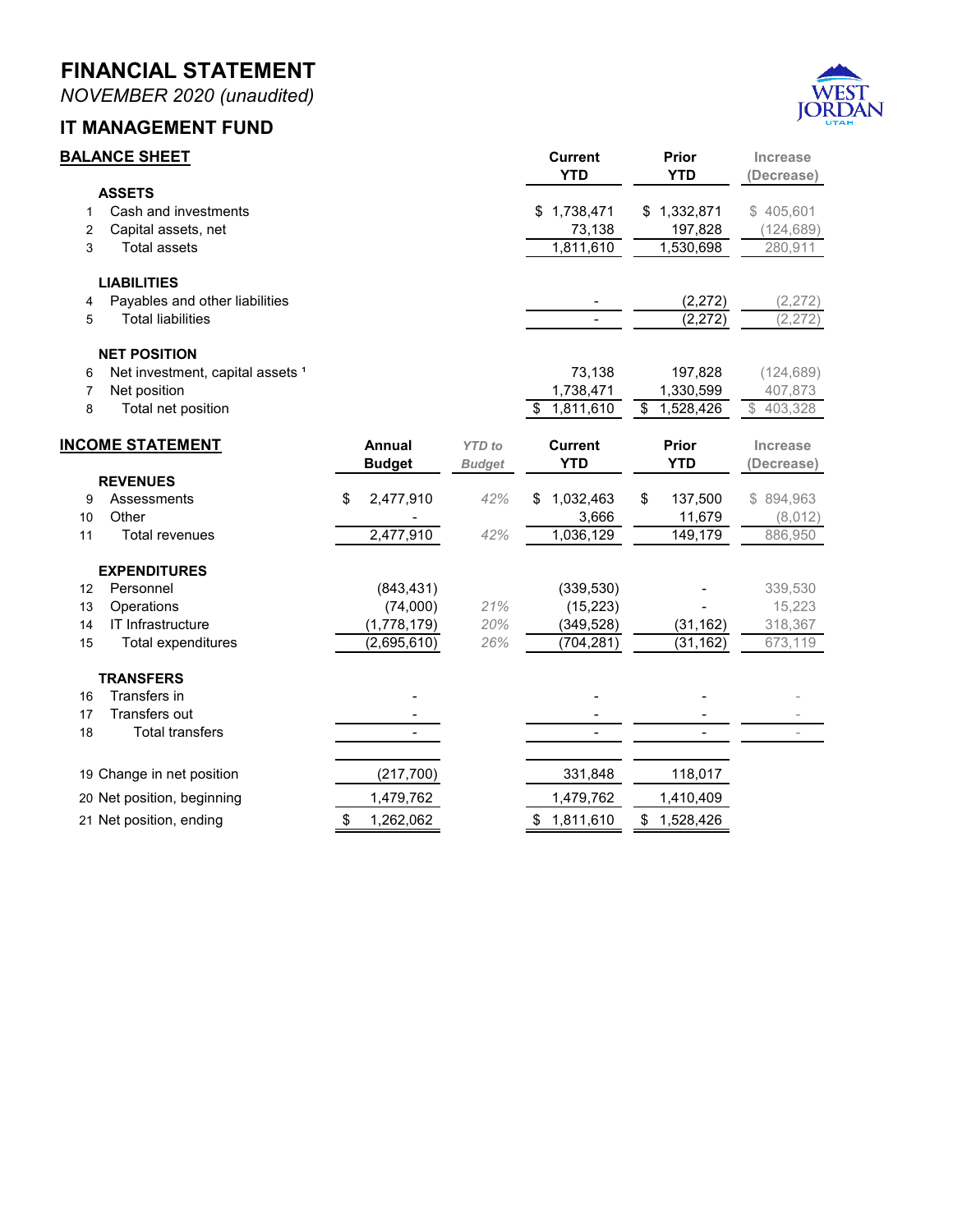# FINANCIAL STATEMENT

*NOVEMBER 2020 (unaudited)*

## IT MANAGEMENT FUND

**BALANCE SHEET**

| | | Current YTD | Prior YTD | Increase (Decrease) |
|---|---|---|---|---|
| | **ASSETS** | | | |
| 1 | Cash and investments | $ 1,738,471 | $ 1,332,871 | $ 405,601 |
| 2 | Capital assets, net | 73,138 | 197,828 | (124,689) |
| 3 | Total assets | 1,811,610 | 1,530,698 | 280,911 |
| | **LIABILITIES** | | | |
| 4 | Payables and other liabilities | - | (2,272) | (2,272) |
| 5 | Total liabilities | - | (2,272) | (2,272) |
| | **NET POSITION** | | | |
| 6 | Net investment, capital assets [1] | 73,138 | 197,828 | (124,689) |
| 7 | Net position | 1,738,471 | 1,330,599 | 407,873 |
| 8 | Total net position | $ 1,811,610 | $ 1,528,426 | $ 403,328 |

**INCOME STATEMENT**

| | | Annual Budget | *YTD to Budget* | Current YTD | Prior YTD | Increase (Decrease) |
|---|---|---|---|---|---|---|
| | **REVENUES** | | | | | |
| 9 | Assessments | $ 2,477,910 | *42%* | $ 1,032,463 | $ 137,500 | $ 894,963 |
| 10 | Other | - | | 3,666 | 11,679 | (8,012) |
| 11 | Total revenues | 2,477,910 | *42%* | 1,036,129 | 149,179 | 886,950 |
| | **EXPENDITURES** | | | | | |
| 12 | Personnel | (843,431) | | (339,530) | - | 339,530 |
| 13 | Operations | (74,000) | *21%* | (15,223) | - | 15,223 |
| 14 | IT Infrastructure | (1,778,179) | *20%* | (349,528) | (31,162) | 318,367 |
| 15 | Total expenditures | (2,695,610) | *26%* | (704,281) | (31,162) | 673,119 |
| | **TRANSFERS** | | | | | |
| 16 | Transfers in | - | | - | - | - |
| 17 | Transfers out | - | | - | - | - |
| 18 | Total transfers | - | | - | - | - |
| 19 | Change in net position | (217,700) | | 331,848 | 118,017 | |
| 20 | Net position, beginning | 1,479,762 | | 1,479,762 | 1,410,409 | |
| 21 | Net position, ending | $ 1,262,062 | | $ 1,811,610 | $ 1,528,426 | |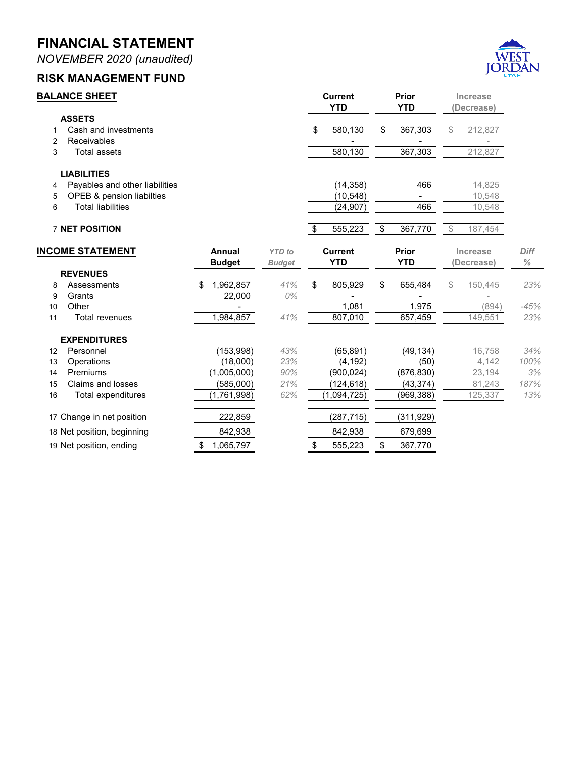# FINANCIAL STATEMENT

*NOVEMBER 2020 (unaudited)*

## RISK MANAGEMENT FUND

### BALANCE SHEET

| | | Current YTD | Prior YTD | Increase (Decrease) |
|---|---|---|---|---|
| | **ASSETS** | | | |
| 1 | Cash and investments | $ 580,130 | $ 367,303 | $ 212,827 |
| 2 | Receivables | - | - | - |
| 3 | Total assets | 580,130 | 367,303 | 212,827 |
| | **LIABILITIES** | | | |
| 4 | Payables and other liabilities | (14,358) | 466 | 14,825 |
| 5 | OPEB & pension liabilties | (10,548) | - | 10,548 |
| 6 | Total liabilities | (24,907) | 466 | 10,548 |
| 7 | **NET POSITION** | $ 555,223 | $ 367,770 | $ 187,454 |

### INCOME STATEMENT

| | | Annual Budget | *YTD to Budget* | Current YTD | Prior YTD | Increase (Decrease) | *Diff %* |
|---|---|---|---|---|---|---|---|
| | **REVENUES** | | | | | | |
| 8 | Assessments | $ 1,962,857 | *41%* | $ 805,929 | $ 655,484 | $ 150,445 | *23%* |
| 9 | Grants | 22,000 | *0%* | - | - | - | |
| 10 | Other | - | | 1,081 | 1,975 | (894) | *-45%* |
| 11 | Total revenues | 1,984,857 | *41%* | 807,010 | 657,459 | 149,551 | *23%* |
| | **EXPENDITURES** | | | | | | |
| 12 | Personnel | (153,998) | *43%* | (65,891) | (49,134) | 16,758 | *34%* |
| 13 | Operations | (18,000) | *23%* | (4,192) | (50) | 4,142 | *100%* |
| 14 | Premiums | (1,005,000) | *90%* | (900,024) | (876,830) | 23,194 | *3%* |
| 15 | Claims and losses | (585,000) | *21%* | (124,618) | (43,374) | 81,243 | *187%* |
| 16 | Total expenditures | (1,761,998) | *62%* | (1,094,725) | (969,388) | 125,337 | *13%* |
| 17 | Change in net position | 222,859 | | (287,715) | (311,929) | | |
| 18 | Net position, beginning | 842,938 | | 842,938 | 679,699 | | |
| 19 | Net position, ending | $ 1,065,797 | | $ 555,223 | $ 367,770 | | |